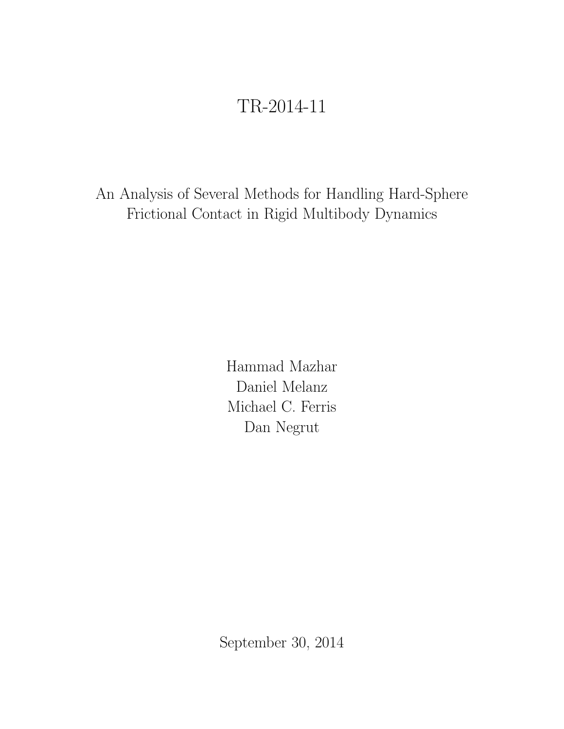# TR-2014-11

## An Analysis of Several Methods for Handling Hard-Sphere Frictional Contact in Rigid Multibody Dynamics

Hammad Mazhar
Daniel Melanz
Michael C. Ferris
Dan Negrut

September 30, 2014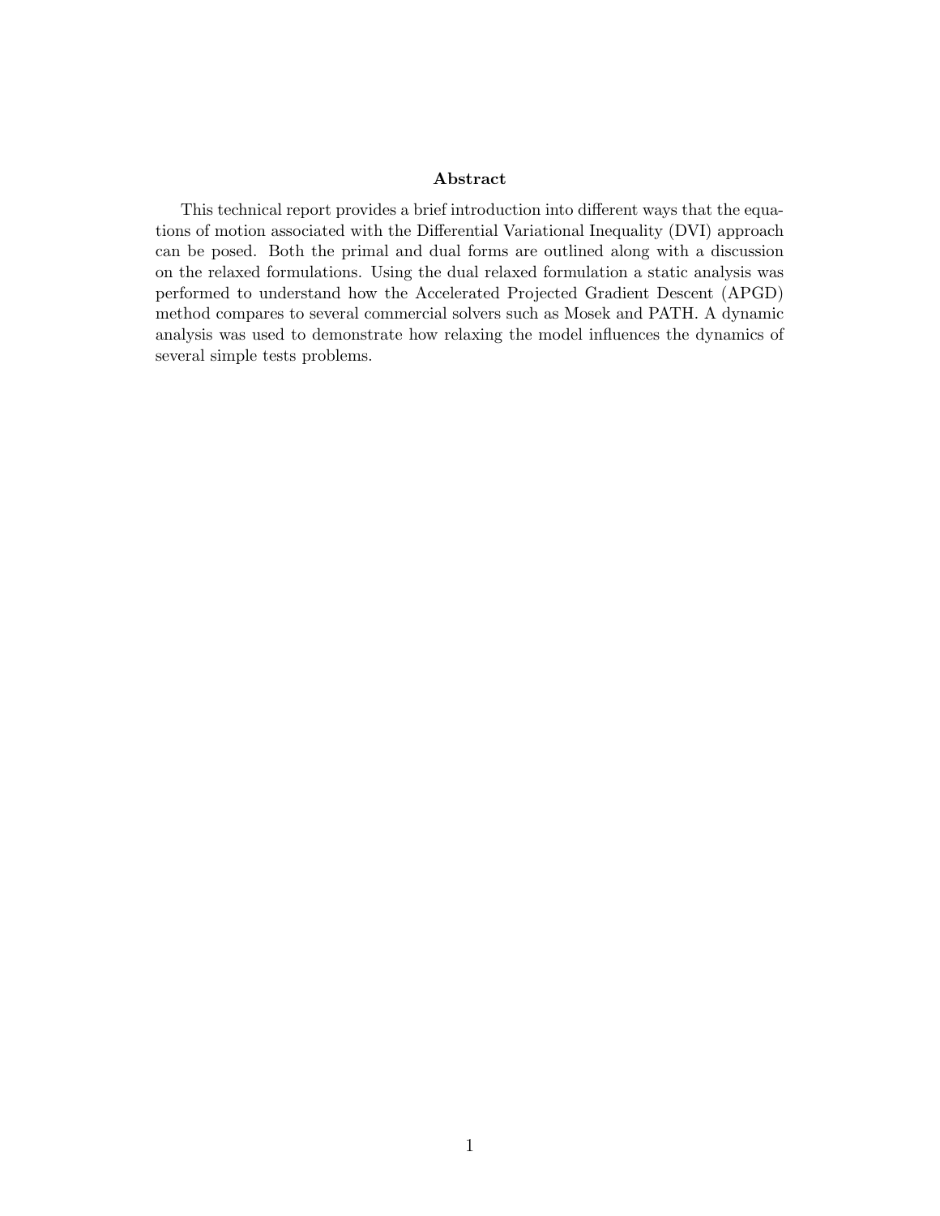## Abstract

This technical report provides a brief introduction into different ways that the equations of motion associated with the Differential Variational Inequality (DVI) approach can be posed. Both the primal and dual forms are outlined along with a discussion on the relaxed formulations. Using the dual relaxed formulation a static analysis was performed to understand how the Accelerated Projected Gradient Descent (APGD) method compares to several commercial solvers such as Mosek and PATH. A dynamic analysis was used to demonstrate how relaxing the model influences the dynamics of several simple tests problems.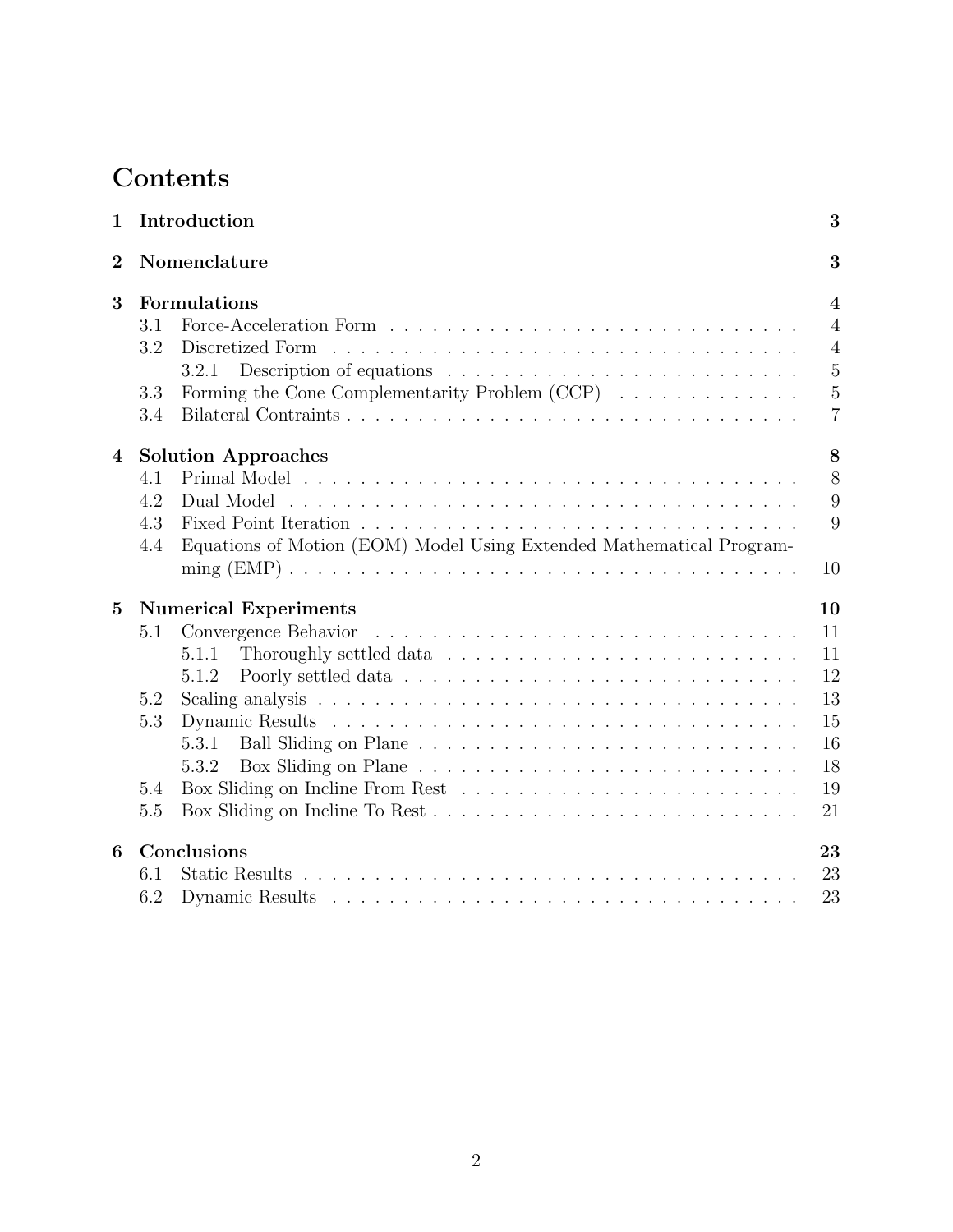# Contents

| | | |
|---|---|---|
| **1** | **Introduction** | **3** |
| **2** | **Nomenclature** | **3** |
| **3** | **Formulations** | **4** |
| 3.1 | Force-Acceleration Form | 4 |
| 3.2 | Discretized Form | 4 |
| 3.2.1 | Description of equations | 5 |
| 3.3 | Forming the Cone Complementarity Problem (CCP) | 5 |
| 3.4 | Bilateral Contraints | 7 |
| **4** | **Solution Approaches** | **8** |
| 4.1 | Primal Model | 8 |
| 4.2 | Dual Model | 9 |
| 4.3 | Fixed Point Iteration | 9 |
| 4.4 | Equations of Motion (EOM) Model Using Extended Mathematical Programming (EMP) | 10 |
| **5** | **Numerical Experiments** | **10** |
| 5.1 | Convergence Behavior | 11 |
| 5.1.1 | Thoroughly settled data | 11 |
| 5.1.2 | Poorly settled data | 12 |
| 5.2 | Scaling analysis | 13 |
| 5.3 | Dynamic Results | 15 |
| 5.3.1 | Ball Sliding on Plane | 16 |
| 5.3.2 | Box Sliding on Plane | 18 |
| 5.4 | Box Sliding on Incline From Rest | 19 |
| 5.5 | Box Sliding on Incline To Rest | 21 |
| **6** | **Conclusions** | **23** |
| 6.1 | Static Results | 23 |
| 6.2 | Dynamic Results | 23 |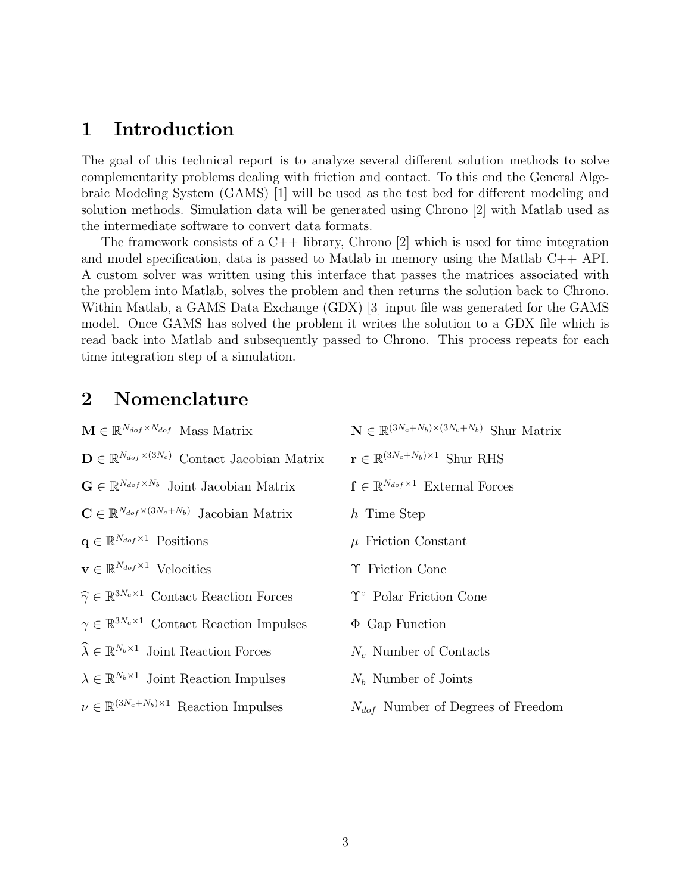# 1 Introduction

The goal of this technical report is to analyze several different solution methods to solve complementarity problems dealing with friction and contact. To this end the General Algebraic Modeling System (GAMS) [1] will be used as the test bed for different modeling and solution methods. Simulation data will be generated using Chrono [2] with Matlab used as the intermediate software to convert data formats.

The framework consists of a C++ library, Chrono [2] which is used for time integration and model specification, data is passed to Matlab in memory using the Matlab C++ API. A custom solver was written using this interface that passes the matrices associated with the problem into Matlab, solves the problem and then returns the solution back to Chrono. Within Matlab, a GAMS Data Exchange (GDX) [3] input file was generated for the GAMS model. Once GAMS has solved the problem it writes the solution to a GDX file which is read back into Matlab and subsequently passed to Chrono. This process repeats for each time integration step of a simulation.

# 2 Nomenclature

$\mathbf{M} \in \mathbb{R}^{N_{dof} \times N_{dof}}$ Mass Matrix

$\mathbf{D} \in \mathbb{R}^{N_{dof} \times (3N_c)}$ Contact Jacobian Matrix

$\mathbf{G} \in \mathbb{R}^{N_{dof} \times N_b}$ Joint Jacobian Matrix

$\mathbf{C} \in \mathbb{R}^{N_{dof} \times (3N_c + N_b)}$ Jacobian Matrix

$\mathbf{q} \in \mathbb{R}^{N_{dof} \times 1}$ Positions

$\mathbf{v} \in \mathbb{R}^{N_{dof} \times 1}$ Velocities

$\widehat{\gamma} \in \mathbb{R}^{3N_c \times 1}$ Contact Reaction Forces

$\gamma \in \mathbb{R}^{3N_c \times 1}$ Contact Reaction Impulses

$\widehat{\lambda} \in \mathbb{R}^{N_b \times 1}$ Joint Reaction Forces

$\lambda \in \mathbb{R}^{N_b \times 1}$ Joint Reaction Impulses

$\nu \in \mathbb{R}^{(3N_c + N_b) \times 1}$ Reaction Impulses

$\mathbf{N} \in \mathbb{R}^{(3N_c + N_b) \times (3N_c + N_b)}$ Shur Matrix

$\mathbf{r} \in \mathbb{R}^{(3N_c + N_b) \times 1}$ Shur RHS

$\mathbf{f} \in \mathbb{R}^{N_{dof} \times 1}$ External Forces

$h$ Time Step

$\mu$ Friction Constant

$\Upsilon$ Friction Cone

$\Upsilon^{\circ}$ Polar Friction Cone

$\Phi$ Gap Function

$N_c$ Number of Contacts

$N_b$ Number of Joints

$N_{dof}$ Number of Degrees of Freedom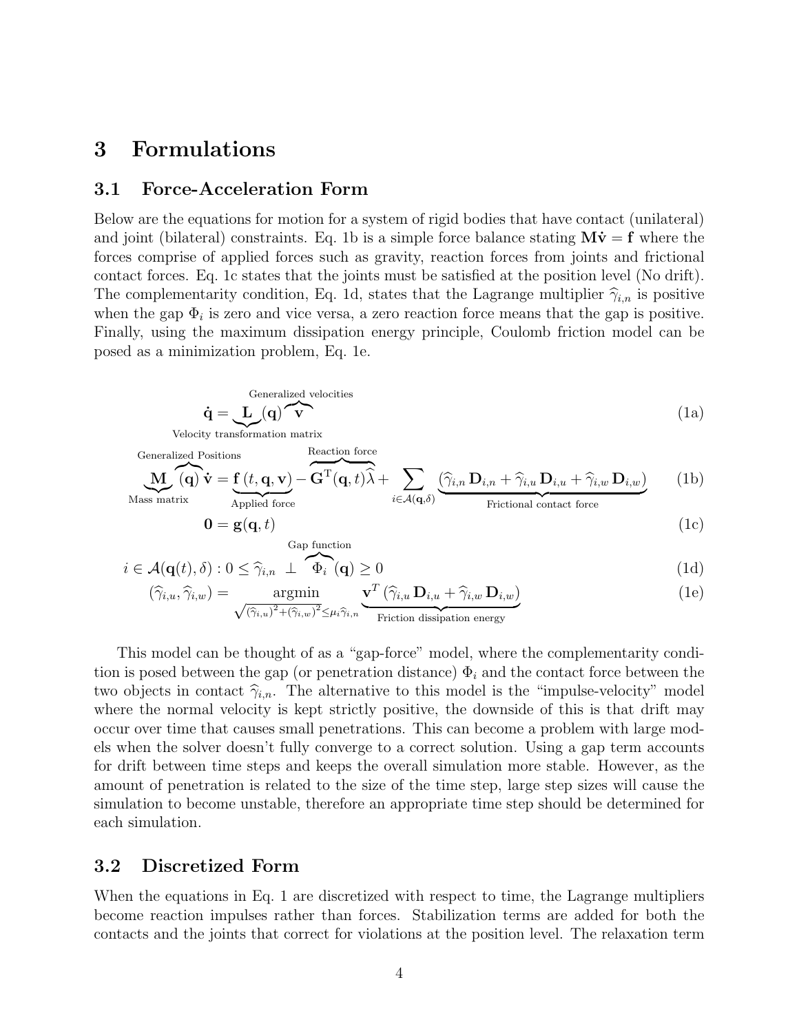# 3 Formulations

## 3.1 Force-Acceleration Form

Below are the equations for motion for a system of rigid bodies that have contact (unilateral) and joint (bilateral) constraints. Eq. 1b is a simple force balance stating $\mathbf{M}\dot{\mathbf{v}} = \mathbf{f}$ where the forces comprise of applied forces such as gravity, reaction forces from joints and frictional contact forces. Eq. 1c states that the joints must be satisfied at the position level (No drift). The complementarity condition, Eq. 1d, states that the Lagrange multiplier $\widehat{\gamma}_{i,n}$ is positive when the gap $\Phi_i$ is zero and vice versa, a zero reaction force means that the gap is positive. Finally, using the maximum dissipation energy principle, Coulomb friction model can be posed as a minimization problem, Eq. 1e.

$$\dot{\mathbf{q}} = \underbrace{\mathbf{L}}_{\text{Velocity transformation matrix}}(\mathbf{q}) \overbrace{\mathbf{v}}^{\text{Generalized velocities}} \tag{1a}$$

$$\underbrace{\mathbf{M}}_{\text{Mass matrix}} \overbrace{(\mathbf{q})}^{\text{Generalized Positions}} \dot{\mathbf{v}} = \underbrace{\mathbf{f}(t, \mathbf{q}, \mathbf{v})}_{\text{Applied force}} - \overbrace{\mathbf{G}^{\mathrm{T}}(\mathbf{q}, t)\widehat{\lambda}}^{\text{Reaction force}} + \sum_{i \in \mathcal{A}(\mathbf{q}, \delta)} \underbrace{\left(\widehat{\gamma}_{i,n}\, \mathbf{D}_{i,n} + \widehat{\gamma}_{i,u}\, \mathbf{D}_{i,u} + \widehat{\gamma}_{i,w}\, \mathbf{D}_{i,w}\right)}_{\text{Frictional contact force}} \tag{1b}$$

$$\mathbf{0} = \mathbf{g}(\mathbf{q}, t) \tag{1c}$$

$$i \in \mathcal{A}(\mathbf{q}(t), \delta) : 0 \leq \widehat{\gamma}_{i,n} \perp \overbrace{\Phi_i}^{\text{Gap function}}(\mathbf{q}) \geq 0 \tag{1d}$$

$$(\widehat{\gamma}_{i,u}, \widehat{\gamma}_{i,w}) = \underset{\sqrt{(\widehat{\gamma}_{i,u})^2 + (\widehat{\gamma}_{i,w})^2} \leq \mu_i \widehat{\gamma}_{i,n}}{\operatorname{argmin}} \underbrace{\mathbf{v}^T \left(\widehat{\gamma}_{i,u}\, \mathbf{D}_{i,u} + \widehat{\gamma}_{i,w}\, \mathbf{D}_{i,w}\right)}_{\text{Friction dissipation energy}} \tag{1e}$$

This model can be thought of as a "gap-force" model, where the complementarity condition is posed between the gap (or penetration distance) $\Phi_i$ and the contact force between the two objects in contact $\widehat{\gamma}_{i,n}$. The alternative to this model is the "impulse-velocity" model where the normal velocity is kept strictly positive, the downside of this is that drift may occur over time that causes small penetrations. This can become a problem with large models when the solver doesn't fully converge to a correct solution. Using a gap term accounts for drift between time steps and keeps the overall simulation more stable. However, as the amount of penetration is related to the size of the time step, large step sizes will cause the simulation to become unstable, therefore an appropriate time step should be determined for each simulation.

## 3.2 Discretized Form

When the equations in Eq. 1 are discretized with respect to time, the Lagrange multipliers become reaction impulses rather than forces. Stabilization terms are added for both the contacts and the joints that correct for violations at the position level. The relaxation term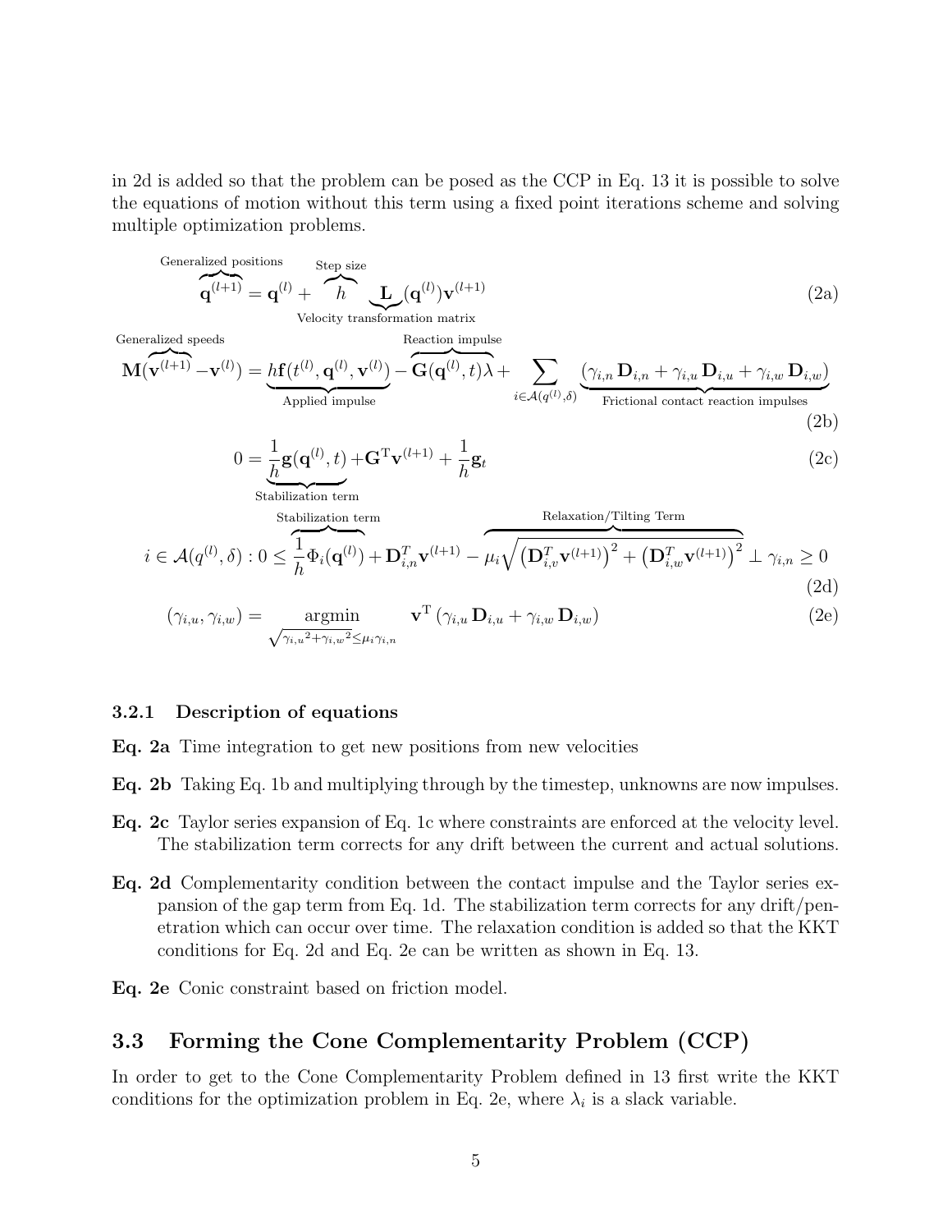in 2d is added so that the problem can be posed as the CCP in Eq. 13 it is possible to solve the equations of motion without this term using a fixed point iterations scheme and solving multiple optimization problems.

$$\overbrace{\mathbf{q}^{(l+1)}}^{\text{Generalized positions}} = \mathbf{q}^{(l)} + \overbrace{h}^{\text{Step size}} \underbrace{\mathbf{L}}_{\text{Velocity transformation matrix}}(\mathbf{q}^{(l)})\mathbf{v}^{(l+1)} \tag{2a}$$

$$\mathbf{M}(\overbrace{\mathbf{v}^{(l+1)}}^{\text{Generalized speeds}} - \mathbf{v}^{(l)}) = \underbrace{h\mathbf{f}(t^{(l)}, \mathbf{q}^{(l)}, \mathbf{v}^{(l)})}_{\text{Applied impulse}} - \overbrace{\mathbf{G}(\mathbf{q}^{(l)}, t)\lambda}^{\text{Reaction impulse}} + \sum_{i \in \mathcal{A}(q^{(l)}, \delta)} \underbrace{(\gamma_{i,n}\,\mathbf{D}_{i,n} + \gamma_{i,u}\,\mathbf{D}_{i,u} + \gamma_{i,w}\,\mathbf{D}_{i,w})}_{\text{Frictional contact reaction impulses}} \tag{2b}$$

$$0 = \underbrace{\frac{1}{h}\mathbf{g}(\mathbf{q}^{(l)}, t)}_{\text{Stabilization term}} + \mathbf{G}^{\mathrm{T}}\mathbf{v}^{(l+1)} + \frac{1}{h}\mathbf{g}_t \tag{2c}$$

$$i \in \mathcal{A}(q^{(l)}, \delta) : 0 \leq \overbrace{\frac{1}{h}\Phi_i(\mathbf{q}^{(l)})}^{\text{Stabilization term}} + \mathbf{D}_{i,n}^T\mathbf{v}^{(l+1)} - \overbrace{\mu_i\sqrt{\left(\mathbf{D}_{i,v}^T\mathbf{v}^{(l+1)}\right)^2 + \left(\mathbf{D}_{i,w}^T\mathbf{v}^{(l+1)}\right)^2}}^{\text{Relaxation/Tilting Term}} \perp \gamma_{i,n} \geq 0 \tag{2d}$$

$$(\gamma_{i,u}, \gamma_{i,w}) = \underset{\sqrt{{\gamma_{i,u}}^2 + {\gamma_{i,w}}^2} \leq \mu_i\gamma_{i,n}}{\operatorname{argmin}} \quad \mathbf{v}^{\mathrm{T}}\left(\gamma_{i,u}\,\mathbf{D}_{i,u} + \gamma_{i,w}\,\mathbf{D}_{i,w}\right) \tag{2e}$$

### 3.2.1 Description of equations

**Eq. 2a** Time integration to get new positions from new velocities

**Eq. 2b** Taking Eq. 1b and multiplying through by the timestep, unknowns are now impulses.

**Eq. 2c** Taylor series expansion of Eq. 1c where constraints are enforced at the velocity level. The stabilization term corrects for any drift between the current and actual solutions.

**Eq. 2d** Complementarity condition between the contact impulse and the Taylor series expansion of the gap term from Eq. 1d. The stabilization term corrects for any drift/penetration which can occur over time. The relaxation condition is added so that the KKT conditions for Eq. 2d and Eq. 2e can be written as shown in Eq. 13.

**Eq. 2e** Conic constraint based on friction model.

## 3.3 Forming the Cone Complementarity Problem (CCP)

In order to get to the Cone Complementarity Problem defined in 13 first write the KKT conditions for the optimization problem in Eq. 2e, where $\lambda_i$ is a slack variable.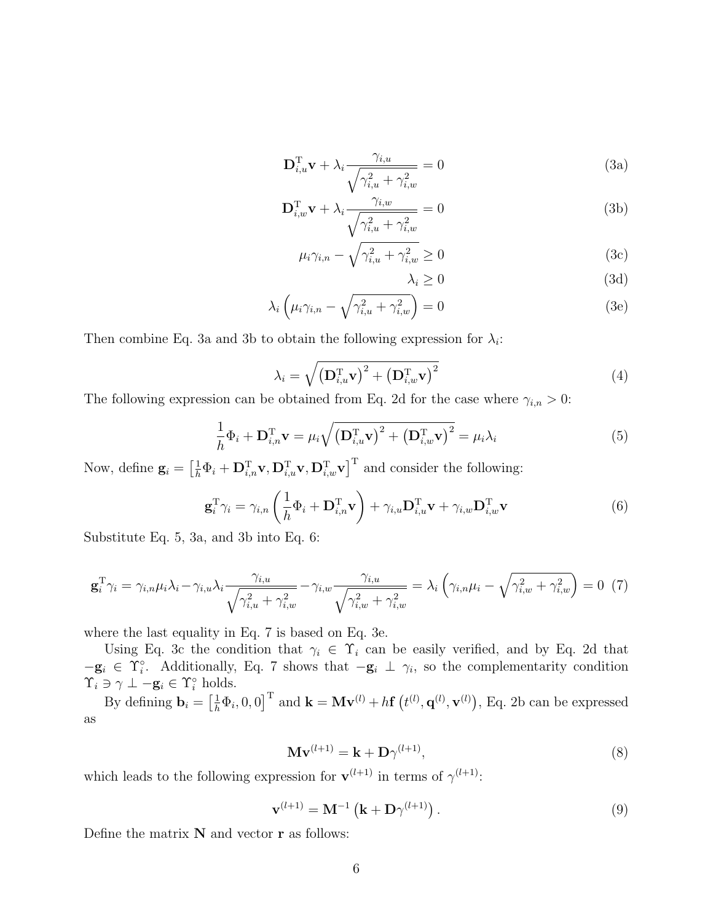$$\mathbf{D}_{i,u}^{\mathrm{T}}\mathbf{v} + \lambda_i \frac{\gamma_{i,u}}{\sqrt{\gamma_{i,u}^2 + \gamma_{i,w}^2}} = 0 \tag{3a}$$

$$\mathbf{D}_{i,w}^{\mathrm{T}}\mathbf{v} + \lambda_i \frac{\gamma_{i,w}}{\sqrt{\gamma_{i,u}^2 + \gamma_{i,w}^2}} = 0 \tag{3b}$$

$$\mu_i \gamma_{i,n} - \sqrt{\gamma_{i,u}^2 + \gamma_{i,w}^2} \geq 0 \tag{3c}$$

$$\lambda_i \geq 0 \tag{3d}$$

$$\lambda_i \left( \mu_i \gamma_{i,n} - \sqrt{\gamma_{i,u}^2 + \gamma_{i,w}^2} \right) = 0 \tag{3e}$$

Then combine Eq. 3a and 3b to obtain the following expression for $\lambda_i$:

$$\lambda_i = \sqrt{\left(\mathbf{D}_{i,u}^{\mathrm{T}}\mathbf{v}\right)^2 + \left(\mathbf{D}_{i,w}^{\mathrm{T}}\mathbf{v}\right)^2} \tag{4}$$

The following expression can be obtained from Eq. 2d for the case where $\gamma_{i,n} > 0$:

$$\frac{1}{h}\Phi_i + \mathbf{D}_{i,n}^{\mathrm{T}}\mathbf{v} = \mu_i \sqrt{\left(\mathbf{D}_{i,u}^{\mathrm{T}}\mathbf{v}\right)^2 + \left(\mathbf{D}_{i,w}^{\mathrm{T}}\mathbf{v}\right)^2} = \mu_i \lambda_i \tag{5}$$

Now, define $\mathbf{g}_i = \left[\frac{1}{h}\Phi_i + \mathbf{D}_{i,n}^{\mathrm{T}}\mathbf{v}, \mathbf{D}_{i,u}^{\mathrm{T}}\mathbf{v}, \mathbf{D}_{i,w}^{\mathrm{T}}\mathbf{v}\right]^{\mathrm{T}}$ and consider the following:

$$\mathbf{g}_i^{\mathrm{T}}\gamma_i = \gamma_{i,n}\left(\frac{1}{h}\Phi_i + \mathbf{D}_{i,n}^{\mathrm{T}}\mathbf{v}\right) + \gamma_{i,u}\mathbf{D}_{i,u}^{\mathrm{T}}\mathbf{v} + \gamma_{i,w}\mathbf{D}_{i,w}^{\mathrm{T}}\mathbf{v} \tag{6}$$

Substitute Eq. 5, 3a, and 3b into Eq. 6:

$$\mathbf{g}_i^{\mathrm{T}}\gamma_i = \gamma_{i,n}\mu_i\lambda_i - \gamma_{i,u}\lambda_i \frac{\gamma_{i,u}}{\sqrt{\gamma_{i,u}^2 + \gamma_{i,w}^2}} - \gamma_{i,w}\frac{\gamma_{i,u}}{\sqrt{\gamma_{i,w}^2 + \gamma_{i,w}^2}} = \lambda_i \left(\gamma_{i,n}\mu_i - \sqrt{\gamma_{i,w}^2 + \gamma_{i,w}^2}\right) = 0 \tag{7}$$

where the last equality in Eq. 7 is based on Eq. 3e.

Using Eq. 3c the condition that $\gamma_i \in \Upsilon_i$ can be easily verified, and by Eq. 2d that $-\mathbf{g}_i \in \Upsilon_i^{\circ}$. Additionally, Eq. 7 shows that $-\mathbf{g}_i \perp \gamma_i$, so the complementarity condition $\Upsilon_i \ni \gamma \perp -\mathbf{g}_i \in \Upsilon_i^{\circ}$ holds.

By defining $\mathbf{b}_i = \left[\frac{1}{h}\Phi_i, 0, 0\right]^{\mathrm{T}}$ and $\mathbf{k} = \mathbf{M}\mathbf{v}^{(l)} + h\mathbf{f}\left(t^{(l)}, \mathbf{q}^{(l)}, \mathbf{v}^{(l)}\right)$, Eq. 2b can be expressed as

$$\mathbf{M}\mathbf{v}^{(l+1)} = \mathbf{k} + \mathbf{D}\gamma^{(l+1)}, \tag{8}$$

which leads to the following expression for $\mathbf{v}^{(l+1)}$ in terms of $\gamma^{(l+1)}$:

$$\mathbf{v}^{(l+1)} = \mathbf{M}^{-1}\left(\mathbf{k} + \mathbf{D}\gamma^{(l+1)}\right). \tag{9}$$

Define the matrix $\mathbf{N}$ and vector $\mathbf{r}$ as follows: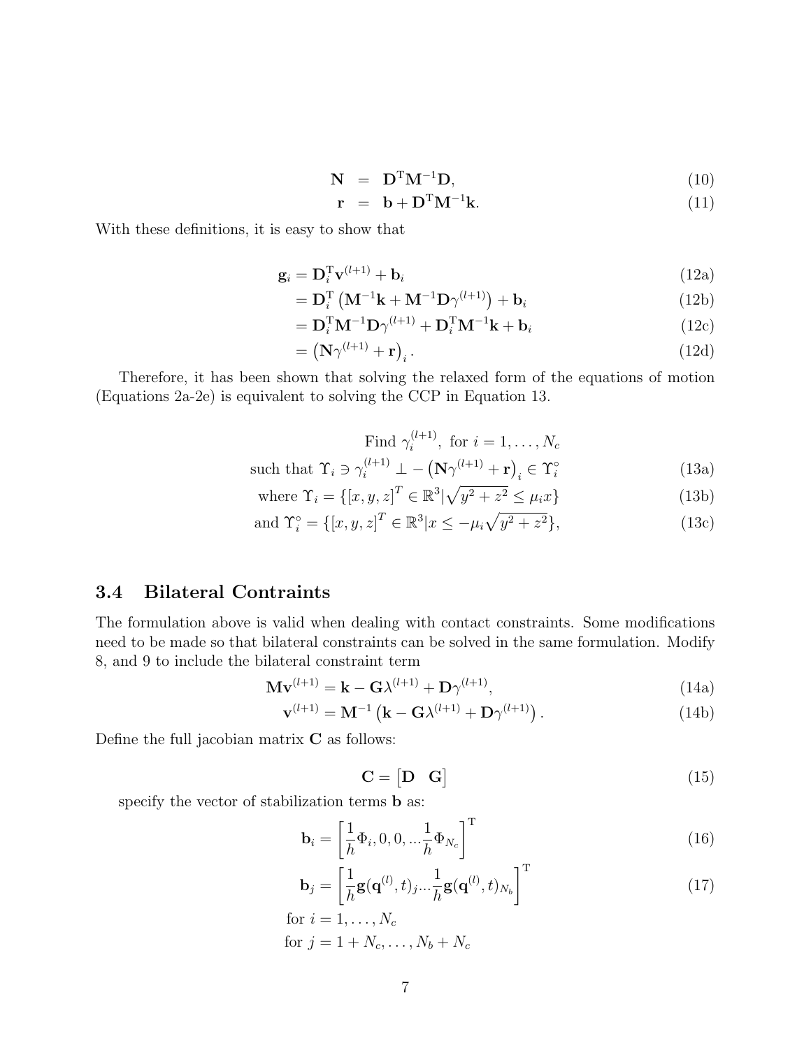$$
\mathbf{N} = \mathbf{D}^{\mathrm{T}}\mathbf{M}^{-1}\mathbf{D}, \tag{10}
$$

$$
\mathbf{r} = \mathbf{b} + \mathbf{D}^{\mathrm{T}}\mathbf{M}^{-1}\mathbf{k}. \tag{11}
$$

With these definitions, it is easy to show that

$$
\begin{aligned}
\mathbf{g}_i &= \mathbf{D}_i^{\mathrm{T}}\mathbf{v}^{(l+1)} + \mathbf{b}_i && \text{(12a)}\\
&= \mathbf{D}_i^{\mathrm{T}}\left(\mathbf{M}^{-1}\mathbf{k} + \mathbf{M}^{-1}\mathbf{D}\gamma^{(l+1)}\right) + \mathbf{b}_i && \text{(12b)}\\
&= \mathbf{D}_i^{\mathrm{T}}\mathbf{M}^{-1}\mathbf{D}\gamma^{(l+1)} + \mathbf{D}_i^{\mathrm{T}}\mathbf{M}^{-1}\mathbf{k} + \mathbf{b}_i && \text{(12c)}\\
&= \left(\mathbf{N}\gamma^{(l+1)} + \mathbf{r}\right)_i. && \text{(12d)}
\end{aligned}
$$

Therefore, it has been shown that solving the relaxed form of the equations of motion (Equations 2a-2e) is equivalent to solving the CCP in Equation 13.

$$
\begin{aligned}
&\text{Find } \gamma_i^{(l+1)}, \text{ for } i = 1, \dots, N_c \\
&\text{such that } \Upsilon_i \ni \gamma_i^{(l+1)} \perp -\left(\mathbf{N}\gamma^{(l+1)} + \mathbf{r}\right)_i \in \Upsilon_i^{\circ} && \text{(13a)}\\
&\text{where } \Upsilon_i = \{[x,y,z]^T \in \mathbb{R}^3 | \sqrt{y^2+z^2} \leq \mu_i x\} && \text{(13b)}\\
&\text{and } \Upsilon_i^{\circ} = \{[x,y,z]^T \in \mathbb{R}^3 | x \leq -\mu_i \sqrt{y^2+z^2}\}, && \text{(13c)}
\end{aligned}
$$

### 3.4 Bilateral Contraints

The formulation above is valid when dealing with contact constraints. Some modifications need to be made so that bilateral constraints can be solved in the same formulation. Modify 8, and 9 to include the bilateral constraint term

$$
\mathbf{M}\mathbf{v}^{(l+1)} = \mathbf{k} - \mathbf{G}\lambda^{(l+1)} + \mathbf{D}\gamma^{(l+1)}, \tag{14a}
$$

$$
\mathbf{v}^{(l+1)} = \mathbf{M}^{-1}\left(\mathbf{k} - \mathbf{G}\lambda^{(l+1)} + \mathbf{D}\gamma^{(l+1)}\right). \tag{14b}
$$

Define the full jacobian matrix $\mathbf{C}$ as follows:

$$
\mathbf{C} = \begin{bmatrix}\mathbf{D} & \mathbf{G}\end{bmatrix} \tag{15}
$$

specify the vector of stabilization terms $\mathbf{b}$ as:

$$
\mathbf{b}_i = \left[\frac{1}{h}\Phi_i, 0, 0, \dots \frac{1}{h}\Phi_{N_c}\right]^{\mathrm{T}} \tag{16}
$$

$$
\mathbf{b}_j = \left[\frac{1}{h}\mathbf{g}(\mathbf{q}^{(l)}, t)_j \dots \frac{1}{h}\mathbf{g}(\mathbf{q}^{(l)}, t)_{N_b}\right]^{\mathrm{T}} \tag{17}
$$

for $i = 1, \dots, N_c$

for $j = 1 + N_c, \dots, N_b + N_c$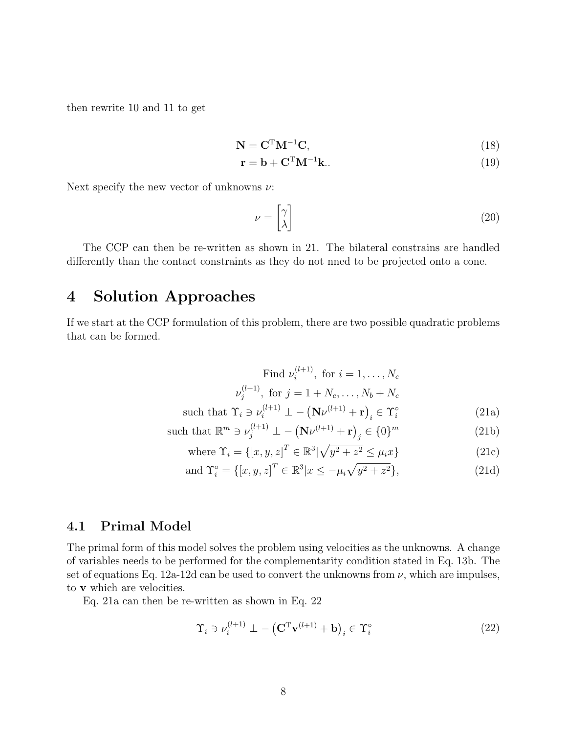then rewrite 10 and 11 to get

$$\mathbf{N} = \mathbf{C}^{\mathrm{T}}\mathbf{M}^{-1}\mathbf{C}, \tag{18}$$

$$\mathbf{r} = \mathbf{b} + \mathbf{C}^{\mathrm{T}}\mathbf{M}^{-1}\mathbf{k}.. \tag{19}$$

Next specify the new vector of unknowns $\nu$:

$$\nu = \begin{bmatrix} \gamma \\ \lambda \end{bmatrix} \tag{20}$$

The CCP can then be re-written as shown in 21. The bilateral constrains are handled differently than the contact constraints as they do not nned to be projected onto a cone.

# 4 Solution Approaches

If we start at the CCP formulation of this problem, there are two possible quadratic problems that can be formed.

$$\begin{aligned}
&\text{Find } \nu_i^{(l+1)}, \text{ for } i = 1, \ldots, N_c \\
&\nu_j^{(l+1)}, \text{ for } j = 1 + N_c, \ldots, N_b + N_c \\
&\text{such that } \Upsilon_i \ni \nu_i^{(l+1)} \perp -\left(\mathbf{N}\nu^{(l+1)} + \mathbf{r}\right)_i \in \Upsilon_i^\circ && \text{(21a)} \\
&\text{such that } \mathbb{R}^m \ni \nu_j^{(l+1)} \perp -\left(\mathbf{N}\nu^{(l+1)} + \mathbf{r}\right)_j \in \{0\}^m && \text{(21b)} \\
&\text{where } \Upsilon_i = \{[x, y, z]^T \in \mathbb{R}^3 | \sqrt{y^2 + z^2} \leq \mu_i x\} && \text{(21c)} \\
&\text{and } \Upsilon_i^\circ = \{[x, y, z]^T \in \mathbb{R}^3 | x \leq -\mu_i \sqrt{y^2 + z^2}\}, && \text{(21d)}
\end{aligned}$$

## 4.1 Primal Model

The primal form of this model solves the problem using velocities as the unknowns. A change of variables needs to be performed for the complementarity condition stated in Eq. 13b. The set of equations Eq. 12a-12d can be used to convert the unknowns from $\nu$, which are impulses, to $\mathbf{v}$ which are velocities.

Eq. 21a can then be re-written as shown in Eq. 22

$$\Upsilon_i \ni \nu_i^{(l+1)} \perp -\left(\mathbf{C}^{\mathrm{T}}\mathbf{v}^{(l+1)} + \mathbf{b}\right)_i \in \Upsilon_i^\circ \tag{22}$$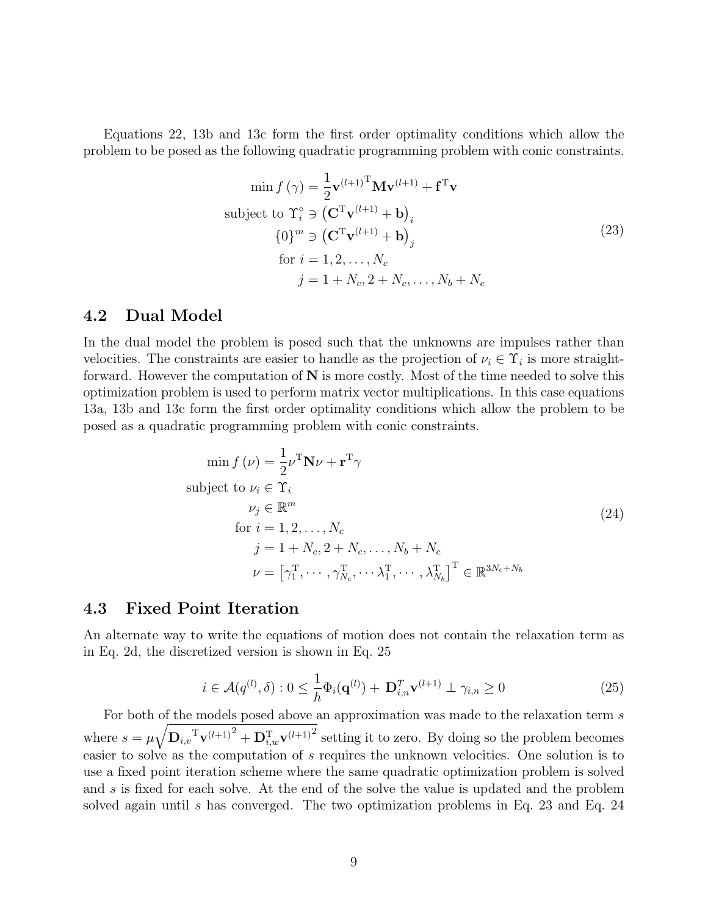Equations 22, 13b and 13c form the first order optimality conditions which allow the problem to be posed as the following quadratic programming problem with conic constraints.

$$
\begin{aligned}
\min f(\gamma) &= \frac{1}{2}\mathbf{v}^{(l+1)^{\mathrm{T}}}\mathbf{M}\mathbf{v}^{(l+1)} + \mathbf{f}^{\mathrm{T}}\mathbf{v} \\
\text{subject to } \Upsilon_i^{\circ} &\ni \left(\mathbf{C}^{\mathrm{T}}\mathbf{v}^{(l+1)} + \mathbf{b}\right)_i \\
\{0\}^m &\ni \left(\mathbf{C}^{\mathrm{T}}\mathbf{v}^{(l+1)} + \mathbf{b}\right)_j \\
\text{for } i &= 1, 2, \ldots, N_c \\
j &= 1 + N_c, 2 + N_c, \ldots, N_b + N_c
\end{aligned}
\tag{23}
$$

## 4.2 Dual Model

In the dual model the problem is posed such that the unknowns are impulses rather than velocities. The constraints are easier to handle as the projection of $\nu_i \in \Upsilon_i$ is more straightforward. However the computation of $\mathbf{N}$ is more costly. Most of the time needed to solve this optimization problem is used to perform matrix vector multiplications. In this case equations 13a, 13b and 13c form the first order optimality conditions which allow the problem to be posed as a quadratic programming problem with conic constraints.

$$
\begin{aligned}
\min f(\nu) &= \frac{1}{2}\nu^{\mathrm{T}}\mathbf{N}\nu + \mathbf{r}^{\mathrm{T}}\gamma \\
\text{subject to } \nu_i &\in \Upsilon_i \\
\nu_j &\in \mathbb{R}^m \\
\text{for } i &= 1, 2, \ldots, N_c \\
j &= 1 + N_c, 2 + N_c, \ldots, N_b + N_c \\
\nu &= \left[\gamma_1^{\mathrm{T}}, \cdots, \gamma_{N_c}^{\mathrm{T}}, \cdots \lambda_1^{\mathrm{T}}, \cdots, \lambda_{N_b}^{\mathrm{T}}\right]^{\mathrm{T}} \in \mathbb{R}^{3N_c + N_b}
\end{aligned}
\tag{24}
$$

## 4.3 Fixed Point Iteration

An alternate way to write the equations of motion does not contain the relaxation term as in Eq. 2d, the discretized version is shown in Eq. 25

$$
i \in \mathcal{A}(q^{(l)}, \delta) : 0 \leq \frac{1}{h}\Phi_i(\mathbf{q}^{(l)}) + \mathbf{D}_{i,n}^T\mathbf{v}^{(l+1)} \perp \gamma_{i,n} \geq 0 \tag{25}
$$

For both of the models posed above an approximation was made to the relaxation term $s$ where $s = \mu\sqrt{\mathbf{D}_{i,v}{}^{\mathrm{T}}\mathbf{v}^{(l+1)^2} + \mathbf{D}_{i,w}^{\mathrm{T}}\mathbf{v}^{(l+1)^2}}$ setting it to zero. By doing so the problem becomes easier to solve as the computation of $s$ requires the unknown velocities. One solution is to use a fixed point iteration scheme where the same quadratic optimization problem is solved and $s$ is fixed for each solve. At the end of the solve the value is updated and the problem solved again until $s$ has converged. The two optimization problems in Eq. 23 and Eq. 24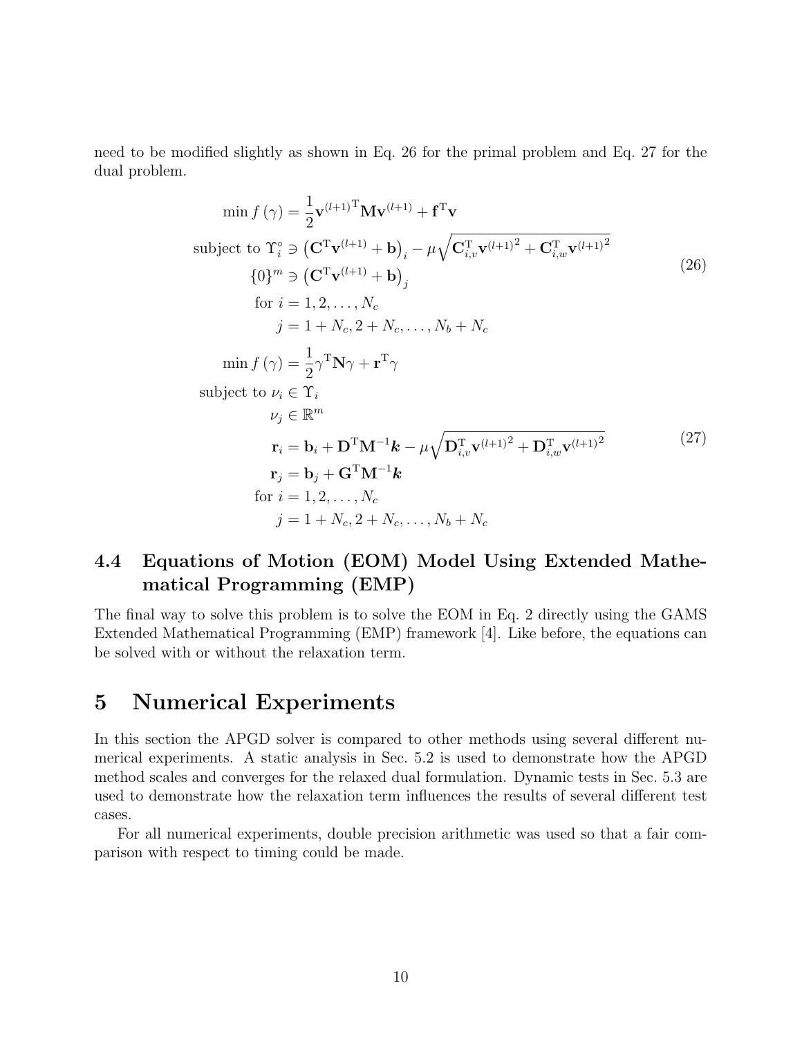need to be modified slightly as shown in Eq. 26 for the primal problem and Eq. 27 for the dual problem.

$$
\begin{aligned}
\min f(\gamma) &= \frac{1}{2}\mathbf{v}^{(l+1)^{\mathrm{T}}}\mathbf{M}\mathbf{v}^{(l+1)} + \mathbf{f}^{\mathrm{T}}\mathbf{v} \\
\text{subject to } \Upsilon_i^{\circ} &\ni \left(\mathbf{C}^{\mathrm{T}}\mathbf{v}^{(l+1)} + \mathbf{b}\right)_i - \mu\sqrt{\mathbf{C}_{i,v}^{\mathrm{T}}\mathbf{v}^{(l+1)^2} + \mathbf{C}_{i,w}^{\mathrm{T}}\mathbf{v}^{(l+1)^2}} \\
\{0\}^m &\ni \left(\mathbf{C}^{\mathrm{T}}\mathbf{v}^{(l+1)} + \mathbf{b}\right)_j \\
\text{for } i &= 1, 2, \ldots, N_c \\
j &= 1 + N_c, 2 + N_c, \ldots, N_b + N_c
\end{aligned}
\tag{26}
$$

$$
\begin{aligned}
\min f(\gamma) &= \frac{1}{2}\gamma^{\mathrm{T}}\mathbf{N}\gamma + \mathbf{r}^{\mathrm{T}}\gamma \\
\text{subject to } \nu_i &\in \Upsilon_i \\
\nu_j &\in \mathbb{R}^m \\
\mathbf{r}_i &= \mathbf{b}_i + \mathbf{D}^{\mathrm{T}}\mathbf{M}^{-1}\boldsymbol{k} - \mu\sqrt{\mathbf{D}_{i,v}^{\mathrm{T}}\mathbf{v}^{(l+1)^2} + \mathbf{D}_{i,w}^{\mathrm{T}}\mathbf{v}^{(l+1)^2}} \\
\mathbf{r}_j &= \mathbf{b}_j + \mathbf{G}^{\mathrm{T}}\mathbf{M}^{-1}\boldsymbol{k} \\
\text{for } i &= 1, 2, \ldots, N_c \\
j &= 1 + N_c, 2 + N_c, \ldots, N_b + N_c
\end{aligned}
\tag{27}
$$

### 4.4 Equations of Motion (EOM) Model Using Extended Mathematical Programming (EMP)

The final way to solve this problem is to solve the EOM in Eq. 2 directly using the GAMS Extended Mathematical Programming (EMP) framework [4]. Like before, the equations can be solved with or without the relaxation term.

## 5 Numerical Experiments

In this section the APGD solver is compared to other methods using several different numerical experiments. A static analysis in Sec. 5.2 is used to demonstrate how the APGD method scales and converges for the relaxed dual formulation. Dynamic tests in Sec. 5.3 are used to demonstrate how the relaxation term influences the results of several different test cases.

For all numerical experiments, double precision arithmetic was used so that a fair comparison with respect to timing could be made.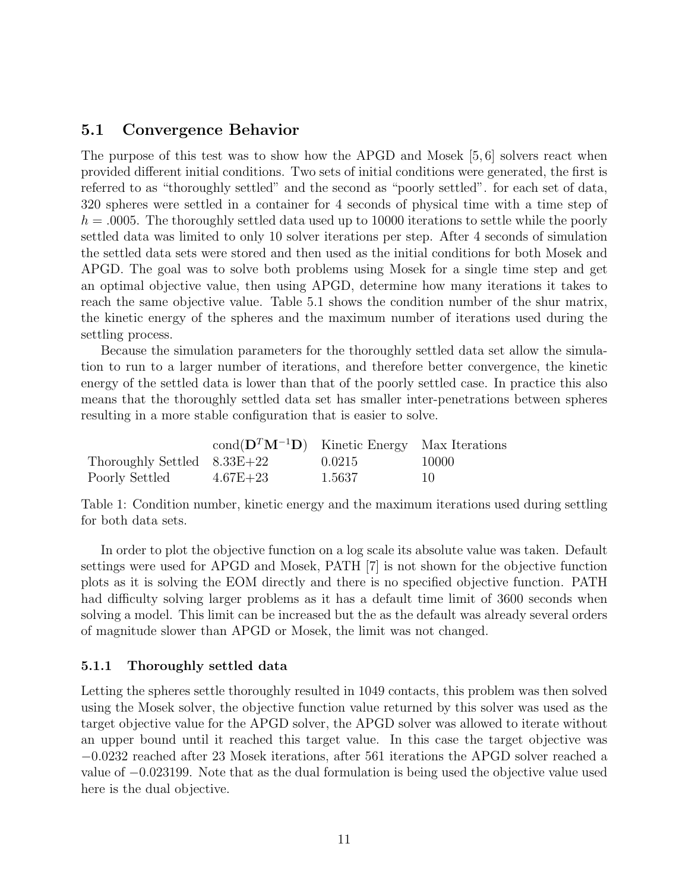## 5.1 Convergence Behavior

The purpose of this test was to show how the APGD and Mosek [5, 6] solvers react when provided different initial conditions. Two sets of initial conditions were generated, the first is referred to as "thoroughly settled" and the second as "poorly settled". for each set of data, 320 spheres were settled in a container for 4 seconds of physical time with a time step of $h = .0005$. The thoroughly settled data used up to 10000 iterations to settle while the poorly settled data was limited to only 10 solver iterations per step. After 4 seconds of simulation the settled data sets were stored and then used as the initial conditions for both Mosek and APGD. The goal was to solve both problems using Mosek for a single time step and get an optimal objective value, then using APGD, determine how many iterations it takes to reach the same objective value. Table 5.1 shows the condition number of the shur matrix, the kinetic energy of the spheres and the maximum number of iterations used during the settling process.

Because the simulation parameters for the thoroughly settled data set allow the simulation to run to a larger number of iterations, and therefore better convergence, the kinetic energy of the settled data is lower than that of the poorly settled case. In practice this also means that the thoroughly settled data set has smaller inter-penetrations between spheres resulting in a more stable configuration that is easier to solve.

| | $\text{cond}(\mathbf{D}^T\mathbf{M}^{-1}\mathbf{D})$ | Kinetic Energy | Max Iterations |
|---|---|---|---|
| Thoroughly Settled | 8.33E+22 | 0.0215 | 10000 |
| Poorly Settled | 4.67E+23 | 1.5637 | 10 |

Table 1: Condition number, kinetic energy and the maximum iterations used during settling for both data sets.

In order to plot the objective function on a log scale its absolute value was taken. Default settings were used for APGD and Mosek, PATH [7] is not shown for the objective function plots as it is solving the EOM directly and there is no specified objective function. PATH had difficulty solving larger problems as it has a default time limit of 3600 seconds when solving a model. This limit can be increased but the as the default was already several orders of magnitude slower than APGD or Mosek, the limit was not changed.

### 5.1.1 Thoroughly settled data

Letting the spheres settle thoroughly resulted in 1049 contacts, this problem was then solved using the Mosek solver, the objective function value returned by this solver was used as the target objective value for the APGD solver, the APGD solver was allowed to iterate without an upper bound until it reached this target value. In this case the target objective was $-0.0232$ reached after 23 Mosek iterations, after 561 iterations the APGD solver reached a value of $-0.023199$. Note that as the dual formulation is being used the objective value used here is the dual objective.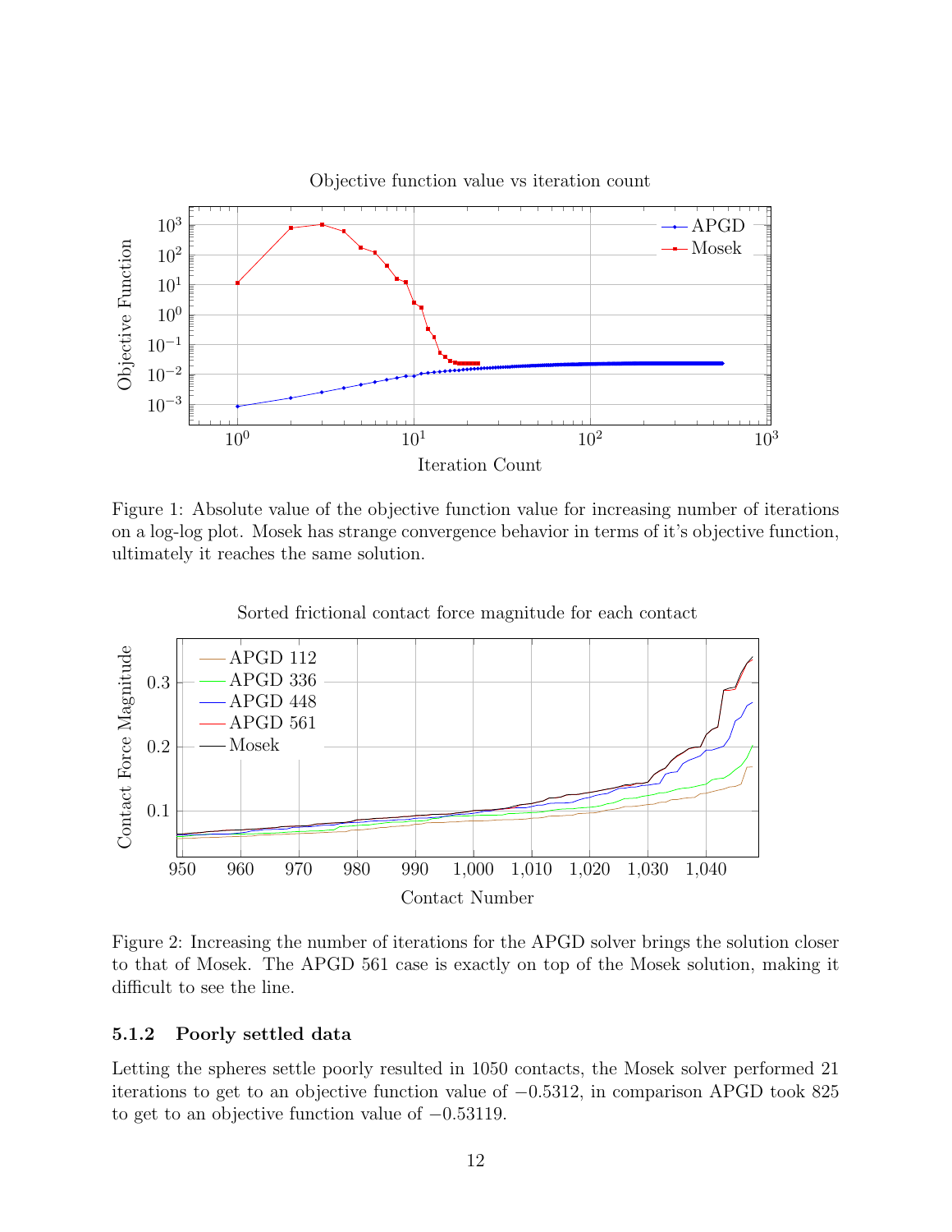Figure 1: Absolute value of the objective function value for increasing number of iterations on a log-log plot. Mosek has strange convergence behavior in terms of it's objective function, ultimately it reaches the same solution.

Figure 2: Increasing the number of iterations for the APGD solver brings the solution closer to that of Mosek. The APGD 561 case is exactly on top of the Mosek solution, making it difficult to see the line.

#### 5.1.2 Poorly settled data

Letting the spheres settle poorly resulted in 1050 contacts, the Mosek solver performed 21 iterations to get to an objective function value of $-0.5312$, in comparison APGD took 825 to get to an objective function value of $-0.53119$.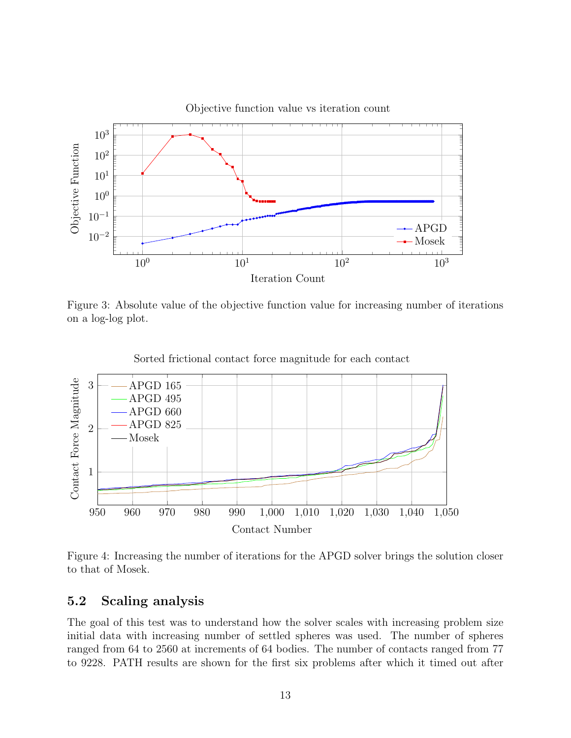Figure 3: Absolute value of the objective function value for increasing number of iterations on a log-log plot.

Figure 4: Increasing the number of iterations for the APGD solver brings the solution closer to that of Mosek.

### 5.2 Scaling analysis

The goal of this test was to understand how the solver scales with increasing problem size initial data with increasing number of settled spheres was used. The number of spheres ranged from 64 to 2560 at increments of 64 bodies. The number of contacts ranged from 77 to 9228. PATH results are shown for the first six problems after which it timed out after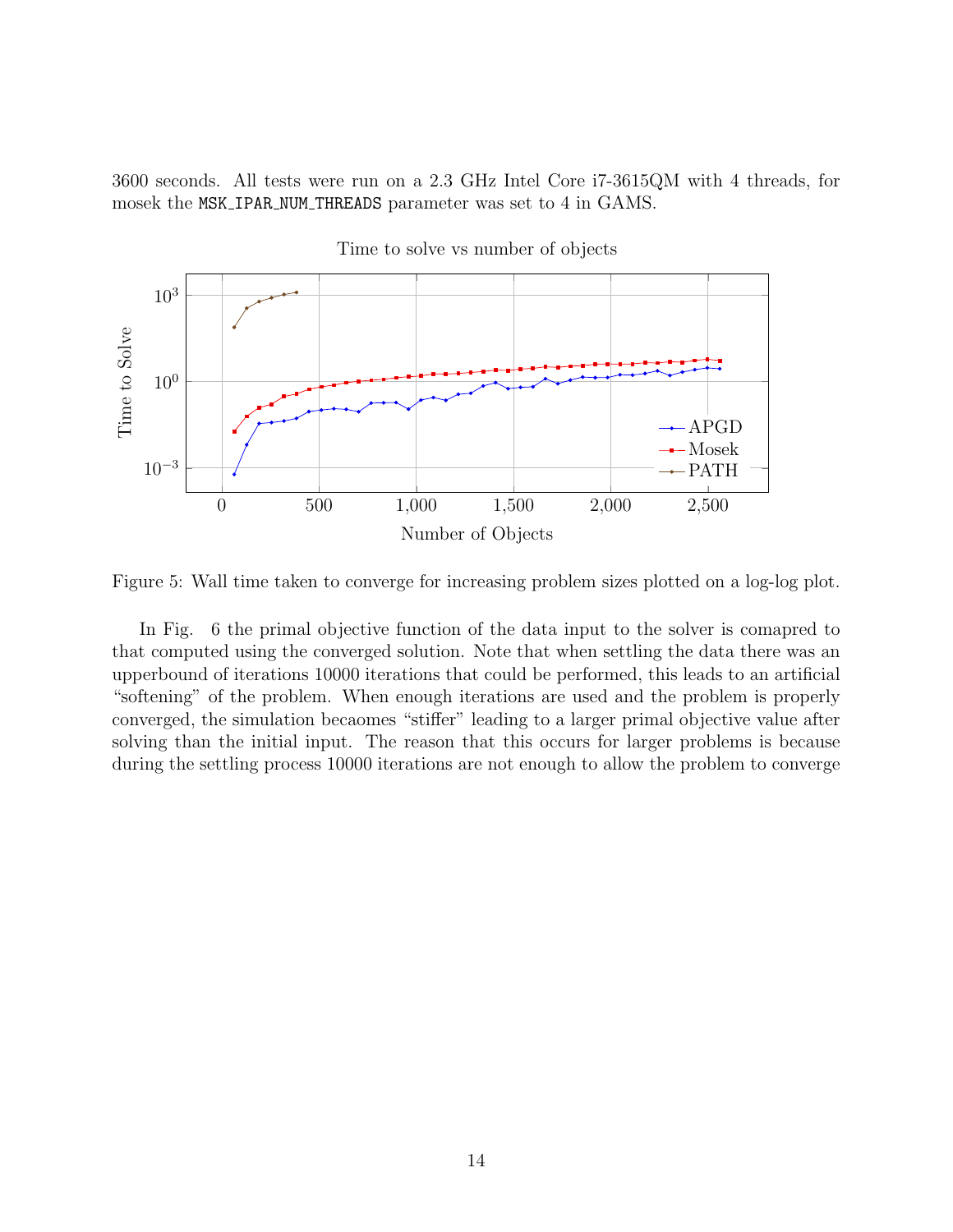3600 seconds. All tests were run on a 2.3 GHz Intel Core i7-3615QM with 4 threads, for mosek the `MSK_IPAR_NUM_THREADS` parameter was set to 4 in GAMS.

Figure 5: Wall time taken to converge for increasing problem sizes plotted on a log-log plot.

In Fig. 6 the primal objective function of the data input to the solver is comapred to that computed using the converged solution. Note that when settling the data there was an upperbound of iterations 10000 iterations that could be performed, this leads to an artificial "softening" of the problem. When enough iterations are used and the problem is properly converged, the simulation becaomes "stiffer" leading to a larger primal objective value after solving than the initial input. The reason that this occurs for larger problems is because during the settling process 10000 iterations are not enough to allow the problem to converge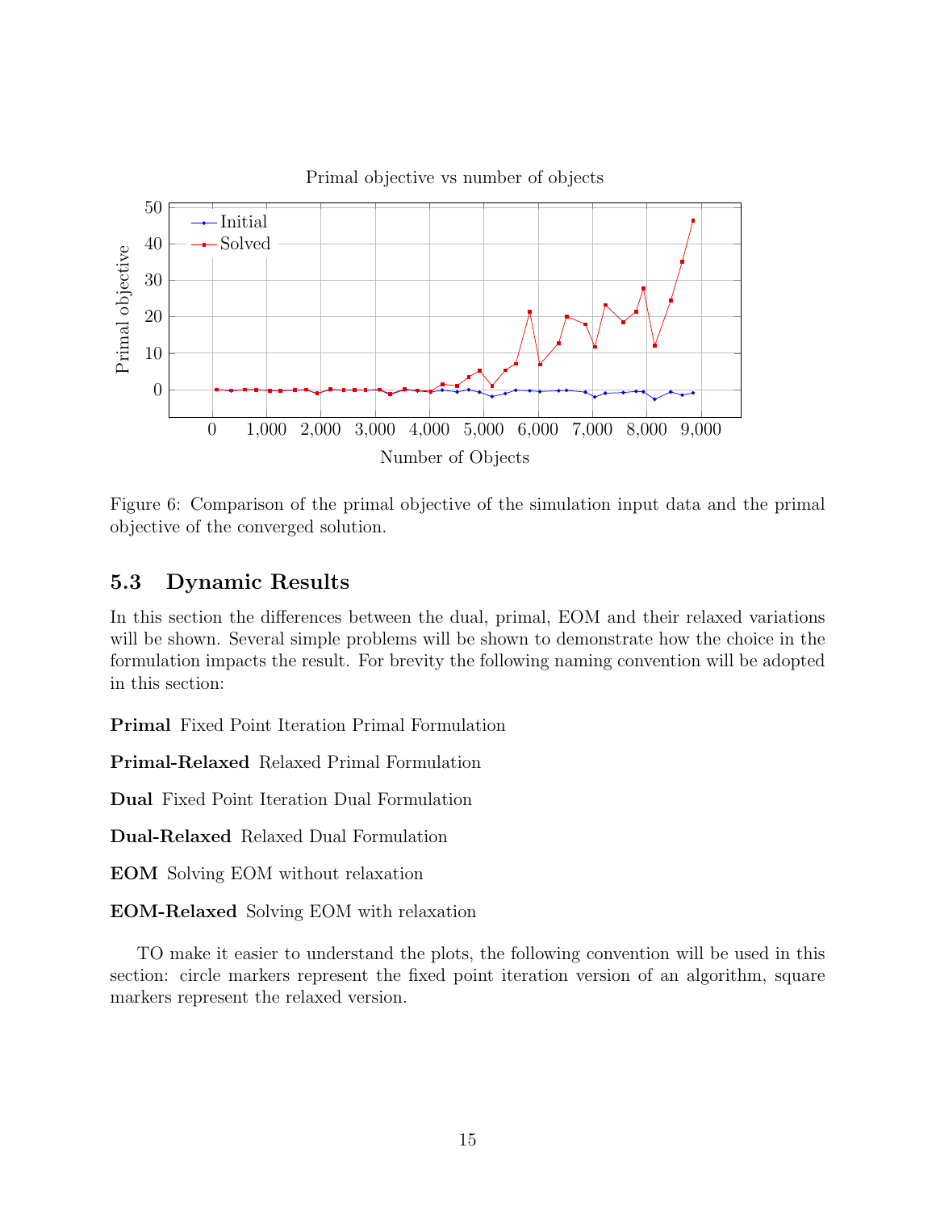Figure 6: Comparison of the primal objective of the simulation input data and the primal objective of the converged solution.

## 5.3 Dynamic Results

In this section the differences between the dual, primal, EOM and their relaxed variations will be shown. Several simple problems will be shown to demonstrate how the choice in the formulation impacts the result. For brevity the following naming convention will be adopted in this section:

**Primal** Fixed Point Iteration Primal Formulation

**Primal-Relaxed** Relaxed Primal Formulation

**Dual** Fixed Point Iteration Dual Formulation

**Dual-Relaxed** Relaxed Dual Formulation

**EOM** Solving EOM without relaxation

**EOM-Relaxed** Solving EOM with relaxation

TO make it easier to understand the plots, the following convention will be used in this section: circle markers represent the fixed point iteration version of an algorithm, square markers represent the relaxed version.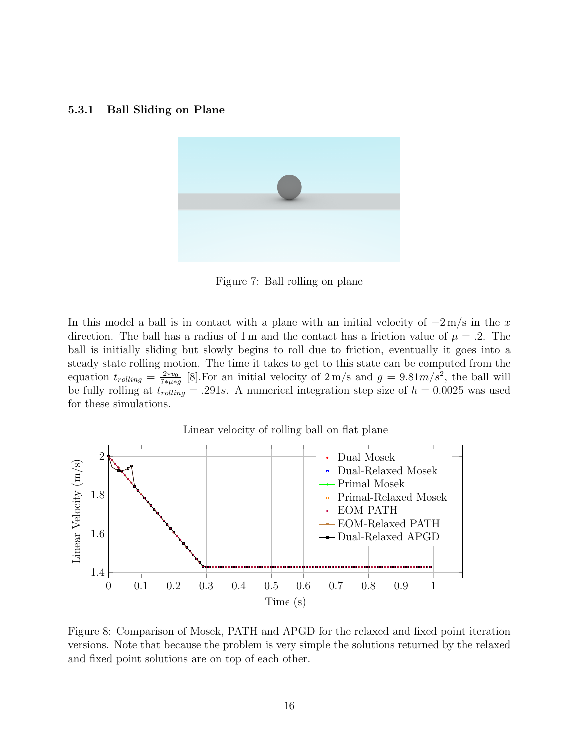### 5.3.1 Ball Sliding on Plane

Figure 7: Ball rolling on plane

In this model a ball is in contact with a plane with an initial velocity of −2 m/s in the $x$ direction. The ball has a radius of 1 m and the contact has a friction value of $\mu = .2$. The ball is initially sliding but slowly begins to roll due to friction, eventually it goes into a steady state rolling motion. The time it takes to get to this state can be computed from the equation $t_{rolling} = \frac{2*v_0}{7*\mu*g}$ [8].For an initial velocity of 2 m/s and $g = 9.81m/s^2$, the ball will be fully rolling at $t_{rolling} = .291s$. A numerical integration step size of $h = 0.0025$ was used for these simulations.

Figure 8: Comparison of Mosek, PATH and APGD for the relaxed and fixed point iteration versions. Note that because the problem is very simple the solutions returned by the relaxed and fixed point solutions are on top of each other.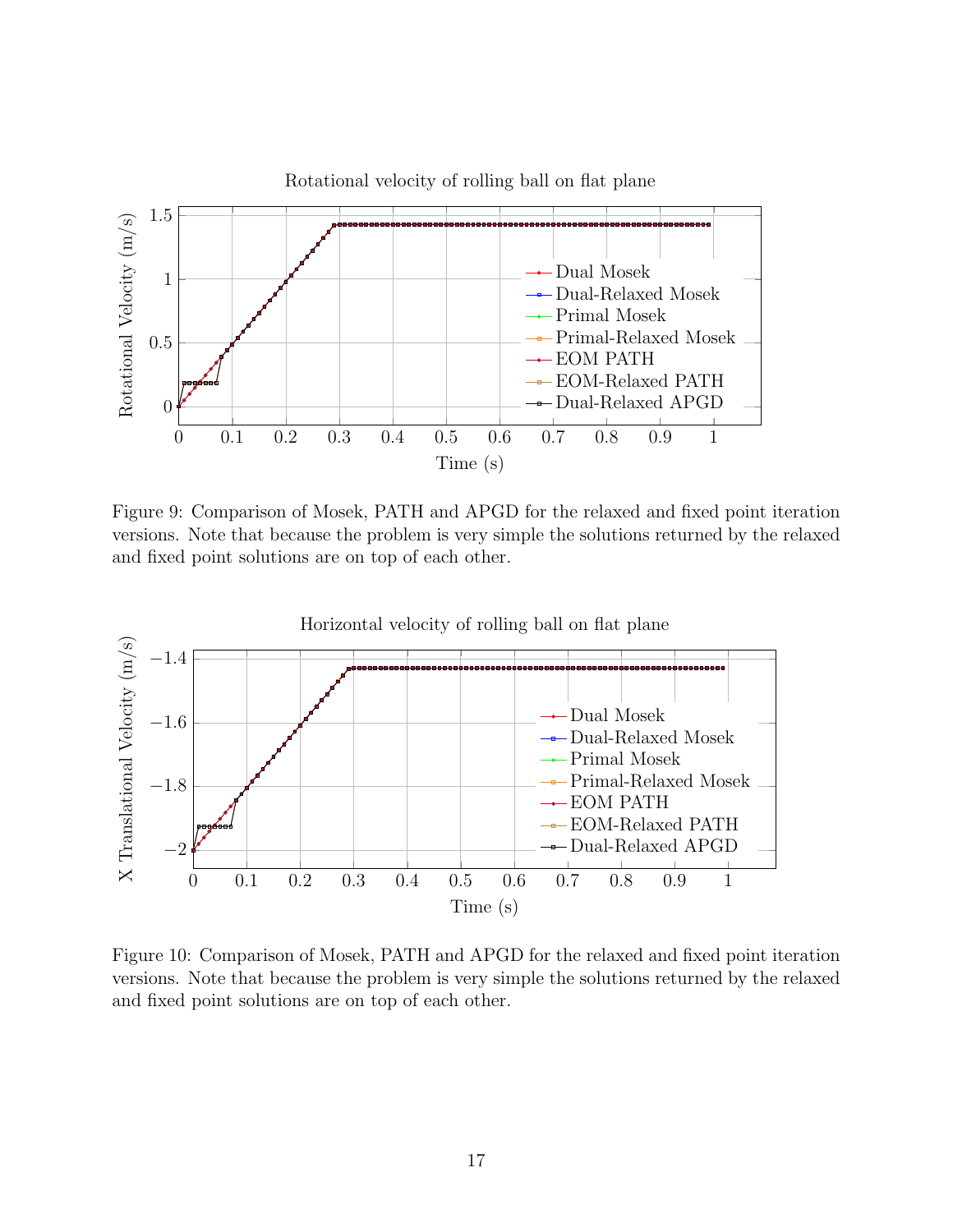Figure 9: Comparison of Mosek, PATH and APGD for the relaxed and fixed point iteration versions. Note that because the problem is very simple the solutions returned by the relaxed and fixed point solutions are on top of each other.

Figure 10: Comparison of Mosek, PATH and APGD for the relaxed and fixed point iteration versions. Note that because the problem is very simple the solutions returned by the relaxed and fixed point solutions are on top of each other.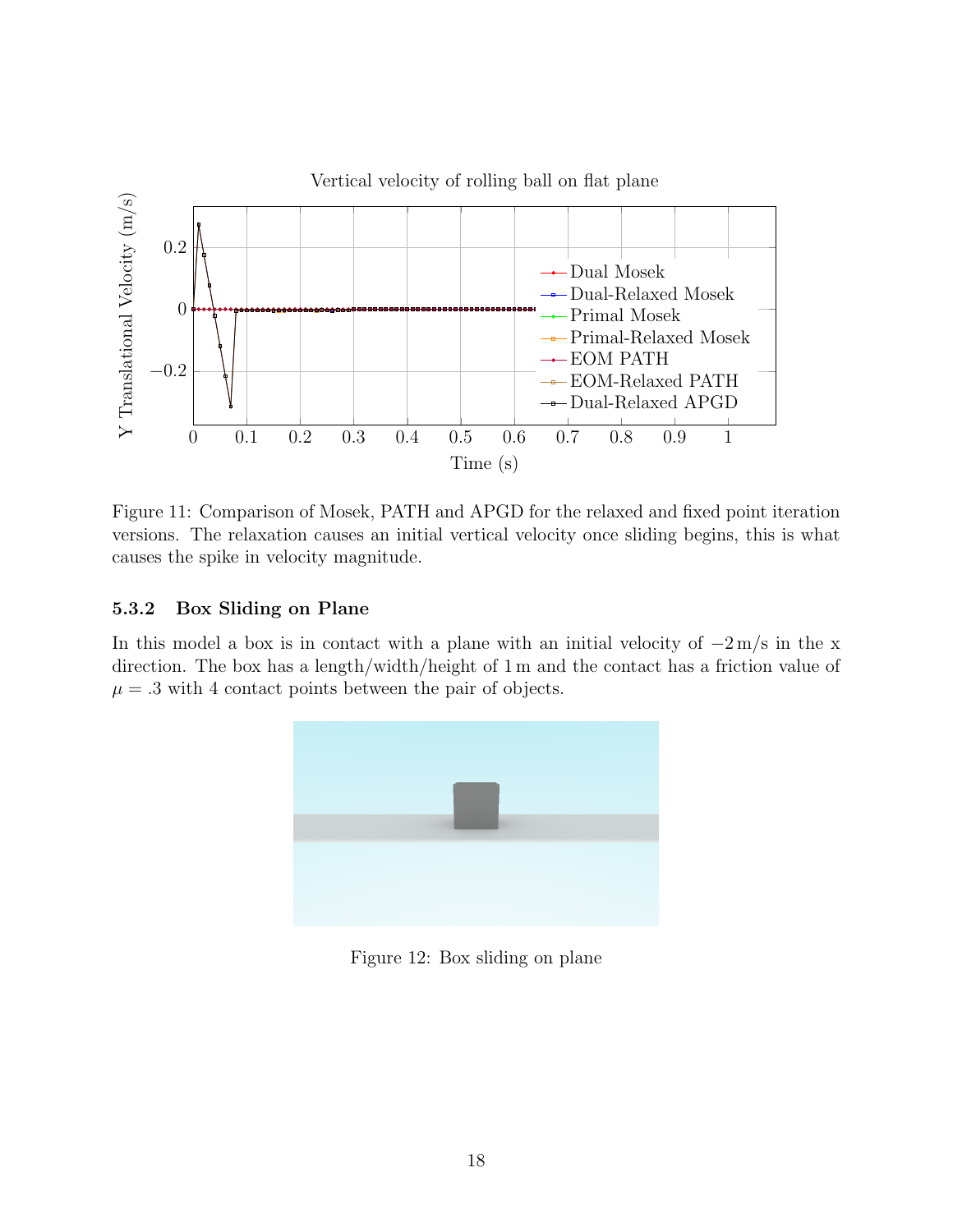Figure 11: Comparison of Mosek, PATH and APGD for the relaxed and fixed point iteration versions. The relaxation causes an initial vertical velocity once sliding begins, this is what causes the spike in velocity magnitude.

### 5.3.2 Box Sliding on Plane

In this model a box is in contact with a plane with an initial velocity of $-2\,\text{m/s}$ in the x direction. The box has a length/width/height of $1\,\text{m}$ and the contact has a friction value of $\mu = .3$ with 4 contact points between the pair of objects.

Figure 12: Box sliding on plane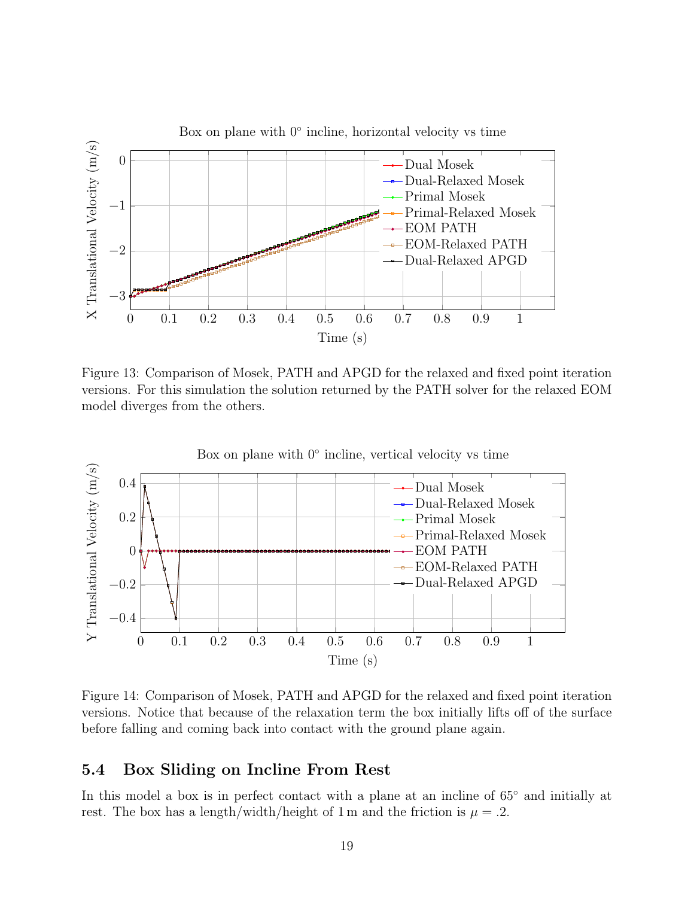Figure 13: Comparison of Mosek, PATH and APGD for the relaxed and fixed point iteration versions. For this simulation the solution returned by the PATH solver for the relaxed EOM model diverges from the others.

Figure 14: Comparison of Mosek, PATH and APGD for the relaxed and fixed point iteration versions. Notice that because of the relaxation term the box initially lifts off of the surface before falling and coming back into contact with the ground plane again.

## 5.4 Box Sliding on Incline From Rest

In this model a box is in perfect contact with a plane at an incline of 65° and initially at rest. The box has a length/width/height of 1 m and the friction is $\mu = .2$.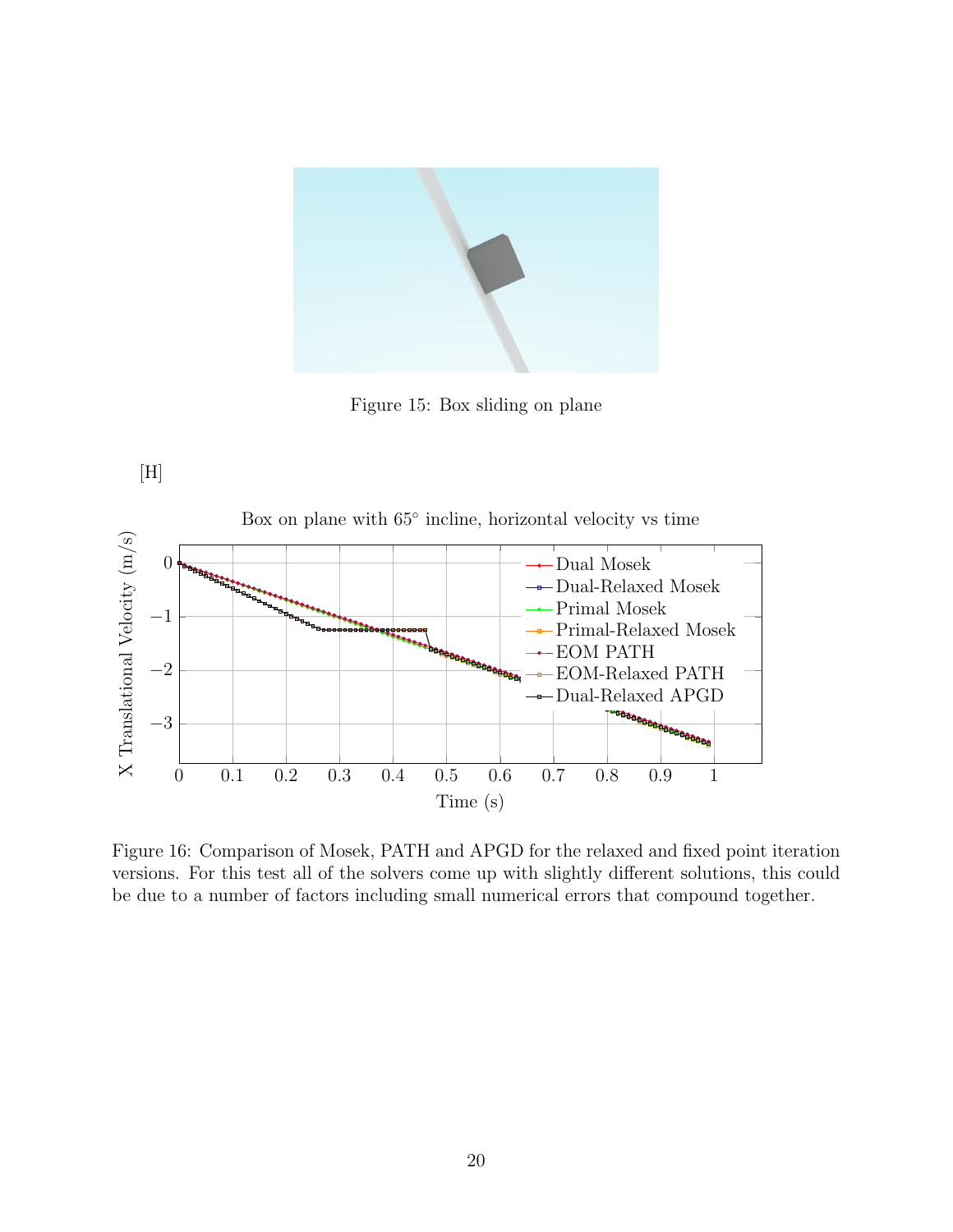Figure 15: Box sliding on plane

[H]

Figure 16: Comparison of Mosek, PATH and APGD for the relaxed and fixed point iteration versions. For this test all of the solvers come up with slightly different solutions, this could be due to a number of factors including small numerical errors that compound together.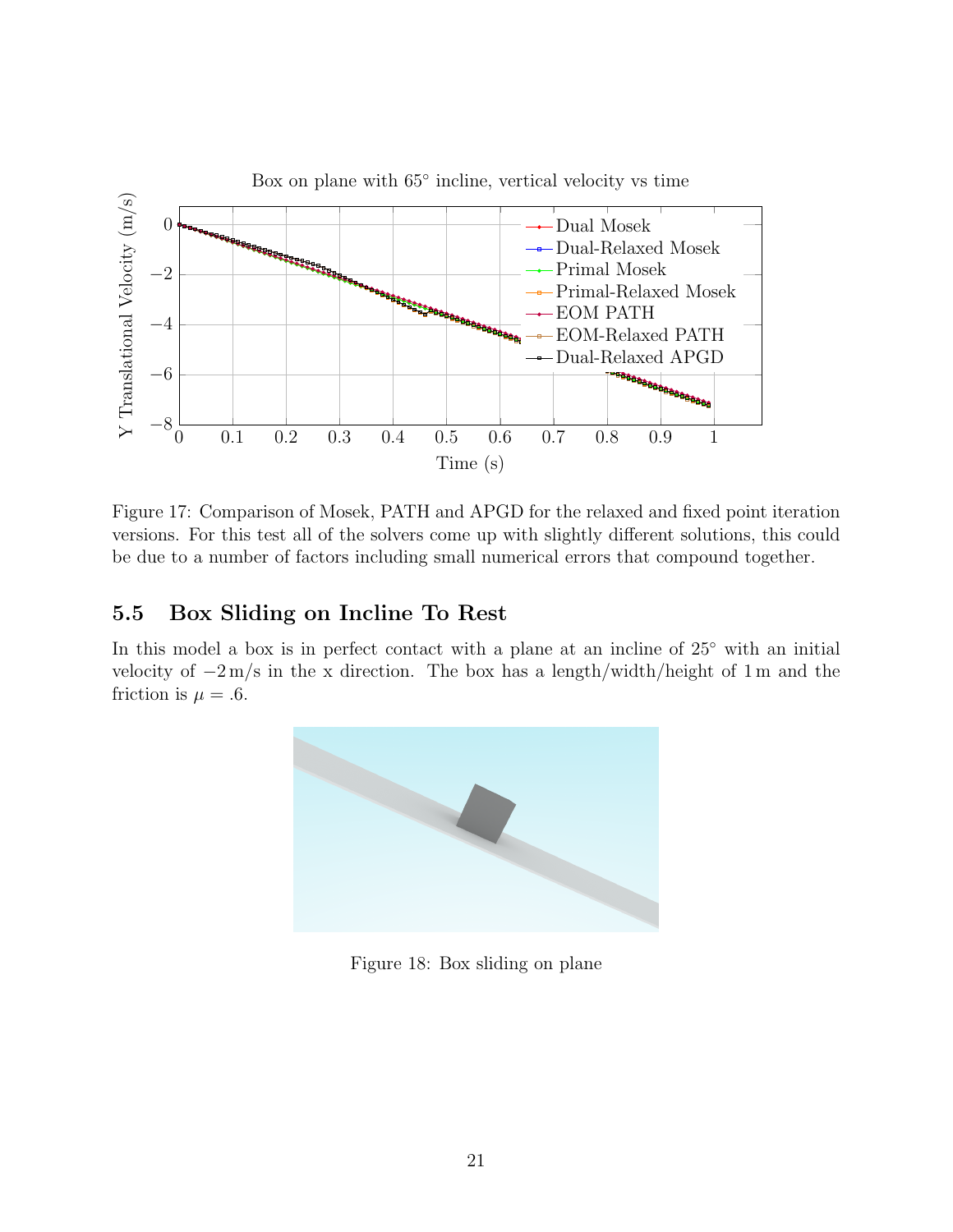Figure 17: Comparison of Mosek, PATH and APGD for the relaxed and fixed point iteration versions. For this test all of the solvers come up with slightly different solutions, this could be due to a number of factors including small numerical errors that compound together.

## 5.5 Box Sliding on Incline To Rest

In this model a box is in perfect contact with a plane at an incline of $25^\circ$ with an initial velocity of $-2\,\text{m/s}$ in the x direction. The box has a length/width/height of 1 m and the friction is $\mu = .6$.

Figure 18: Box sliding on plane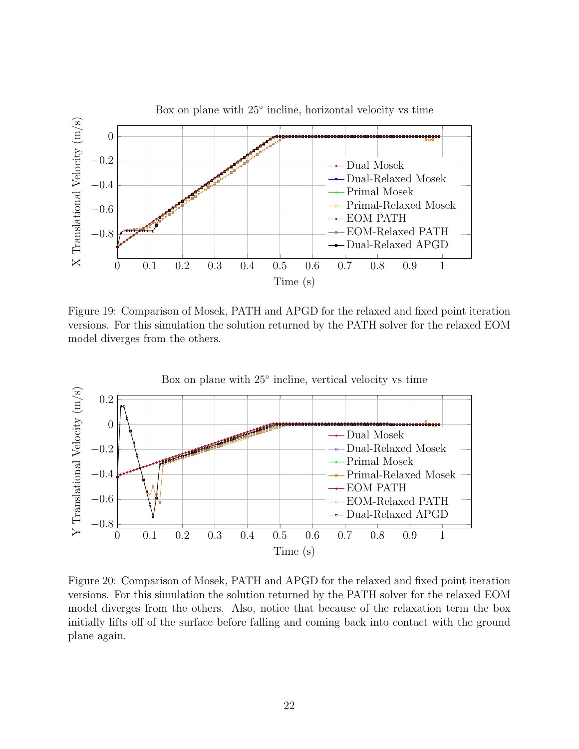Figure 19: Comparison of Mosek, PATH and APGD for the relaxed and fixed point iteration versions. For this simulation the solution returned by the PATH solver for the relaxed EOM model diverges from the others.

Figure 20: Comparison of Mosek, PATH and APGD for the relaxed and fixed point iteration versions. For this simulation the solution returned by the PATH solver for the relaxed EOM model diverges from the others. Also, notice that because of the relaxation term the box initially lifts off of the surface before falling and coming back into contact with the ground plane again.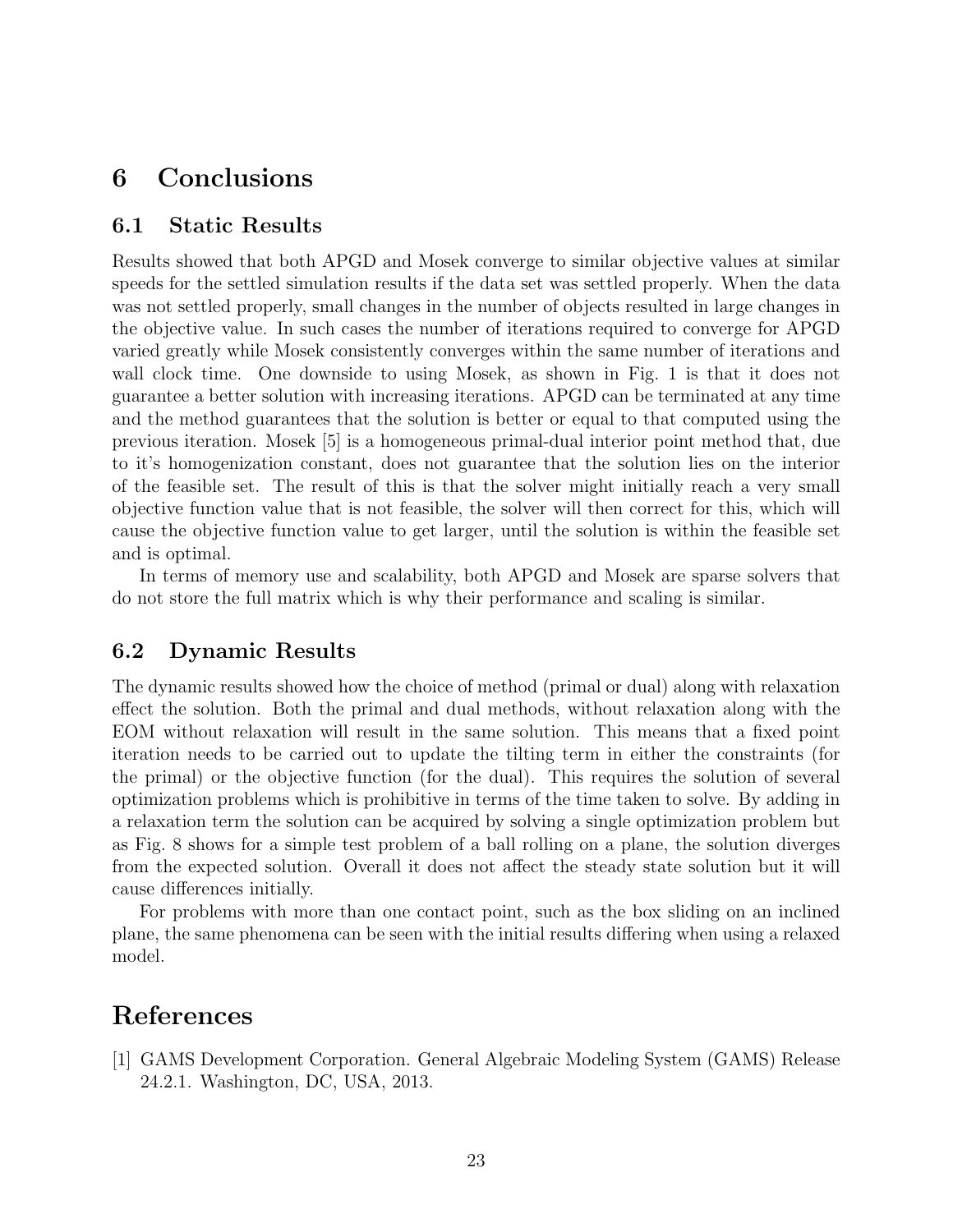# 6 Conclusions

## 6.1 Static Results

Results showed that both APGD and Mosek converge to similar objective values at similar speeds for the settled simulation results if the data set was settled properly. When the data was not settled properly, small changes in the number of objects resulted in large changes in the objective value. In such cases the number of iterations required to converge for APGD varied greatly while Mosek consistently converges within the same number of iterations and wall clock time. One downside to using Mosek, as shown in Fig. 1 is that it does not guarantee a better solution with increasing iterations. APGD can be terminated at any time and the method guarantees that the solution is better or equal to that computed using the previous iteration. Mosek [5] is a homogeneous primal-dual interior point method that, due to it's homogenization constant, does not guarantee that the solution lies on the interior of the feasible set. The result of this is that the solver might initially reach a very small objective function value that is not feasible, the solver will then correct for this, which will cause the objective function value to get larger, until the solution is within the feasible set and is optimal.

In terms of memory use and scalability, both APGD and Mosek are sparse solvers that do not store the full matrix which is why their performance and scaling is similar.

## 6.2 Dynamic Results

The dynamic results showed how the choice of method (primal or dual) along with relaxation effect the solution. Both the primal and dual methods, without relaxation along with the EOM without relaxation will result in the same solution. This means that a fixed point iteration needs to be carried out to update the tilting term in either the constraints (for the primal) or the objective function (for the dual). This requires the solution of several optimization problems which is prohibitive in terms of the time taken to solve. By adding in a relaxation term the solution can be acquired by solving a single optimization problem but as Fig. 8 shows for a simple test problem of a ball rolling on a plane, the solution diverges from the expected solution. Overall it does not affect the steady state solution but it will cause differences initially.

For problems with more than one contact point, such as the box sliding on an inclined plane, the same phenomena can be seen with the initial results differing when using a relaxed model.

# References

[1] GAMS Development Corporation. General Algebraic Modeling System (GAMS) Release 24.2.1. Washington, DC, USA, 2013.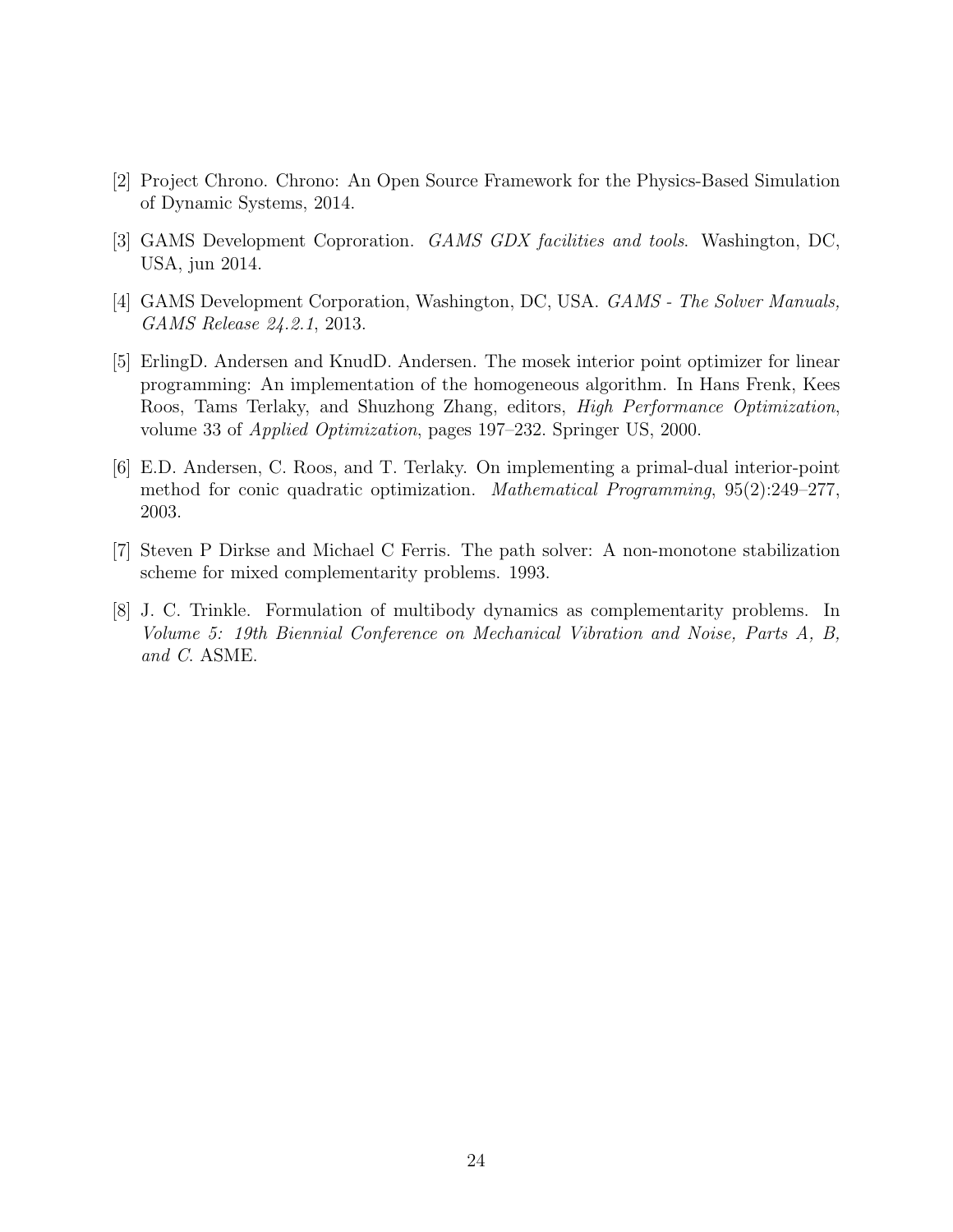[2] Project Chrono. Chrono: An Open Source Framework for the Physics-Based Simulation of Dynamic Systems, 2014.

[3] GAMS Development Coproration. *GAMS GDX facilities and tools*. Washington, DC, USA, jun 2014.

[4] GAMS Development Corporation, Washington, DC, USA. *GAMS - The Solver Manuals, GAMS Release 24.2.1*, 2013.

[5] ErlingD. Andersen and KnudD. Andersen. The mosek interior point optimizer for linear programming: An implementation of the homogeneous algorithm. In Hans Frenk, Kees Roos, Tams Terlaky, and Shuzhong Zhang, editors, *High Performance Optimization*, volume 33 of *Applied Optimization*, pages 197–232. Springer US, 2000.

[6] E.D. Andersen, C. Roos, and T. Terlaky. On implementing a primal-dual interior-point method for conic quadratic optimization. *Mathematical Programming*, 95(2):249–277, 2003.

[7] Steven P Dirkse and Michael C Ferris. The path solver: A non-monotone stabilization scheme for mixed complementarity problems. 1993.

[8] J. C. Trinkle. Formulation of multibody dynamics as complementarity problems. In *Volume 5: 19th Biennial Conference on Mechanical Vibration and Noise, Parts A, B, and C*. ASME.